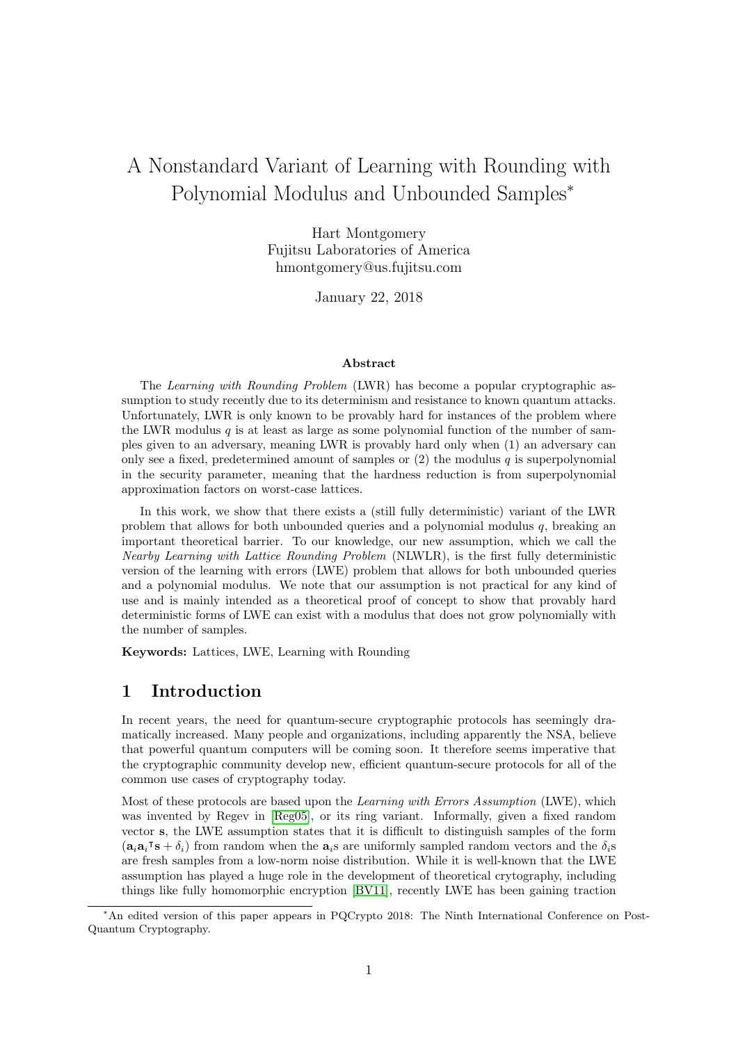# A Nonstandard Variant of Learning with Rounding with Polynomial Modulus and Unbounded Samples*

Hart Montgomery  
Fujitsu Laboratories of America  
hmontgomery@us.fujitsu.com

January 22, 2018

### Abstract

The *Learning with Rounding Problem* (LWR) has become a popular cryptographic assumption to study recently due to its determinism and resistance to known quantum attacks. Unfortunately, LWR is only known to be provably hard for instances of the problem where the LWR modulus $q$ is at least as large as some polynomial function of the number of samples given to an adversary, meaning LWR is provably hard only when (1) an adversary can only see a fixed, predetermined amount of samples or (2) the modulus $q$ is superpolynomial in the security parameter, meaning that the hardness reduction is from superpolynomial approximation factors on worst-case lattices.

In this work, we show that there exists a (still fully deterministic) variant of the LWR problem that allows for both unbounded queries and a polynomial modulus $q$, breaking an important theoretical barrier. To our knowledge, our new assumption, which we call the *Nearby Learning with Lattice Rounding Problem* (NLWLR), is the first fully deterministic version of the learning with errors (LWE) problem that allows for both unbounded queries and a polynomial modulus. We note that our assumption is not practical for any kind of use and is mainly intended as a theoretical proof of concept to show that provably hard deterministic forms of LWE can exist with a modulus that does not grow polynomially with the number of samples.

**Keywords:** Lattices, LWE, Learning with Rounding

## 1 Introduction

In recent years, the need for quantum-secure cryptographic protocols has seemingly dramatically increased. Many people and organizations, including apparently the NSA, believe that powerful quantum computers will be coming soon. It therefore seems imperative that the cryptographic community develop new, efficient quantum-secure protocols for all of the common use cases of cryptography today.

Most of these protocols are based upon the *Learning with Errors Assumption* (LWE), which was invented by Regev in [Reg05], or its ring variant. Informally, given a fixed random vector $\mathbf{s}$, the LWE assumption states that it is difficult to distinguish samples of the form $(\mathbf{a}_i \mathbf{a}_i{}^{\intercal}\mathbf{s} + \delta_i)$ from random when the $\mathbf{a}_i$s are uniformly sampled random vectors and the $\delta_i$s are fresh samples from a low-norm noise distribution. While it is well-known that the LWE assumption has played a huge role in the development of theoretical crytography, including things like fully homomorphic encryption [BV11], recently LWE has been gaining traction

*An edited version of this paper appears in PQCrypto 2018: The Ninth International Conference on Post-Quantum Cryptography.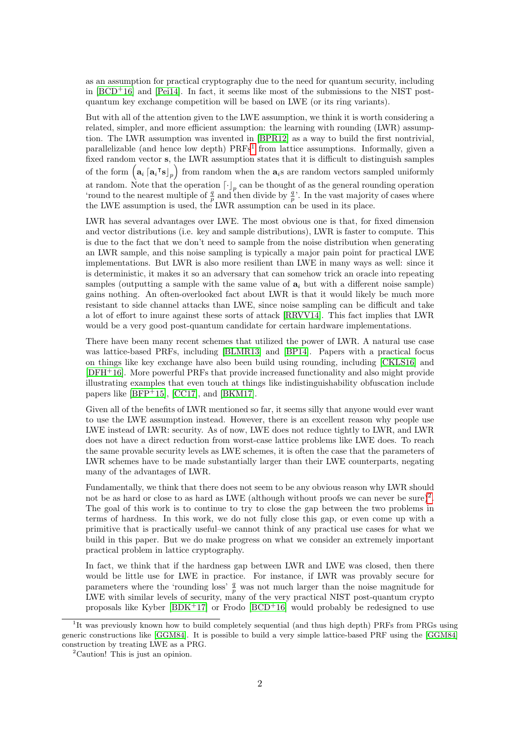as an assumption for practical cryptography due to the need for quantum security, including in [BCD+16] and [Pei14]. In fact, it seems like most of the submissions to the NIST post-quantum key exchange competition will be based on LWE (or its ring variants).

But with all of the attention given to the LWE assumption, we think it is worth considering a related, simpler, and more efficient assumption: the learning with rounding (LWR) assumption. The LWR assumption was invented in [BPR12] as a way to build the first nontrivial, parallelizable (and hence low depth) PRFs[1] from lattice assumptions. Informally, given a fixed random vector $\mathbf{s}$, the LWR assumption states that it is difficult to distinguish samples of the form $\left(\mathbf{a}_i \left\lceil \mathbf{a}_i^\intercal \mathbf{s} \right\rfloor_p\right)$ from random when the $\mathbf{a}_i$s are random vectors sampled uniformly at random. Note that the operation $\lceil \cdot \rfloor_p$ can be thought of as the general rounding operation 'round to the nearest multiple of $\frac{q}{p}$ and then divide by $\frac{q}{p}$'. In the vast majority of cases where the LWE assumption is used, the LWR assumption can be used in its place.

LWR has several advantages over LWE. The most obvious one is that, for fixed dimension and vector distributions (i.e. key and sample distributions), LWR is faster to compute. This is due to the fact that we don't need to sample from the noise distribution when generating an LWR sample, and this noise sampling is typically a major pain point for practical LWE implementations. But LWR is also more resilient than LWE in many ways as well: since it is deterministic, it makes it so an adversary that can somehow trick an oracle into repeating samples (outputting a sample with the same value of $\mathbf{a}_i$ but with a different noise sample) gains nothing. An often-overlooked fact about LWR is that it would likely be much more resistant to side channel attacks than LWE, since noise sampling can be difficult and take a lot of effort to inure against these sorts of attack [RRVV14]. This fact implies that LWR would be a very good post-quantum candidate for certain hardware implementations.

There have been many recent schemes that utilized the power of LWR. A natural use case was lattice-based PRFs, including [BLMR13] and [BP14]. Papers with a practical focus on things like key exchange have also been build using rounding, including [CKLS16] and [DFH+16]. More powerful PRFs that provide increased functionality and also might provide illustrating examples that even touch at things like indistinguishability obfuscation include papers like [BFP+15], [CC17], and [BKM17].

Given all of the benefits of LWR mentioned so far, it seems silly that anyone would ever want to use the LWE assumption instead. However, there is an excellent reason why people use LWE instead of LWR: security. As of now, LWE does not reduce tightly to LWR, and LWR does not have a direct reduction from worst-case lattice problems like LWE does. To reach the same provable security levels as LWE schemes, it is often the case that the parameters of LWR schemes have to be made substantially larger than their LWE counterparts, negating many of the advantages of LWR.

Fundamentally, we think that there does not seem to be any obvious reason why LWR should not be as hard or close to as hard as LWE (although without proofs we can never be sure)[2]. The goal of this work is to continue to try to close the gap between the two problems in terms of hardness. In this work, we do not fully close this gap, or even come up with a primitive that is practically useful–we cannot think of any practical use cases for what we build in this paper. But we do make progress on what we consider an extremely important practical problem in lattice cryptography.

In fact, we think that if the hardness gap between LWR and LWE was closed, then there would be little use for LWE in practice. For instance, if LWR was provably secure for parameters where the 'rounding loss' $\frac{q}{p}$ was not much larger than the noise magnitude for LWE with similar levels of security, many of the very practical NIST post-quantum crypto proposals like Kyber [BDK+17] or Frodo [BCD+16] would probably be redesigned to use

[1] It was previously known how to build completely sequential (and thus high depth) PRFs from PRGs using generic constructions like [GGM84]. It is possible to build a very simple lattice-based PRF using the [GGM84] construction by treating LWE as a PRG.

[2] Caution! This is just an opinion.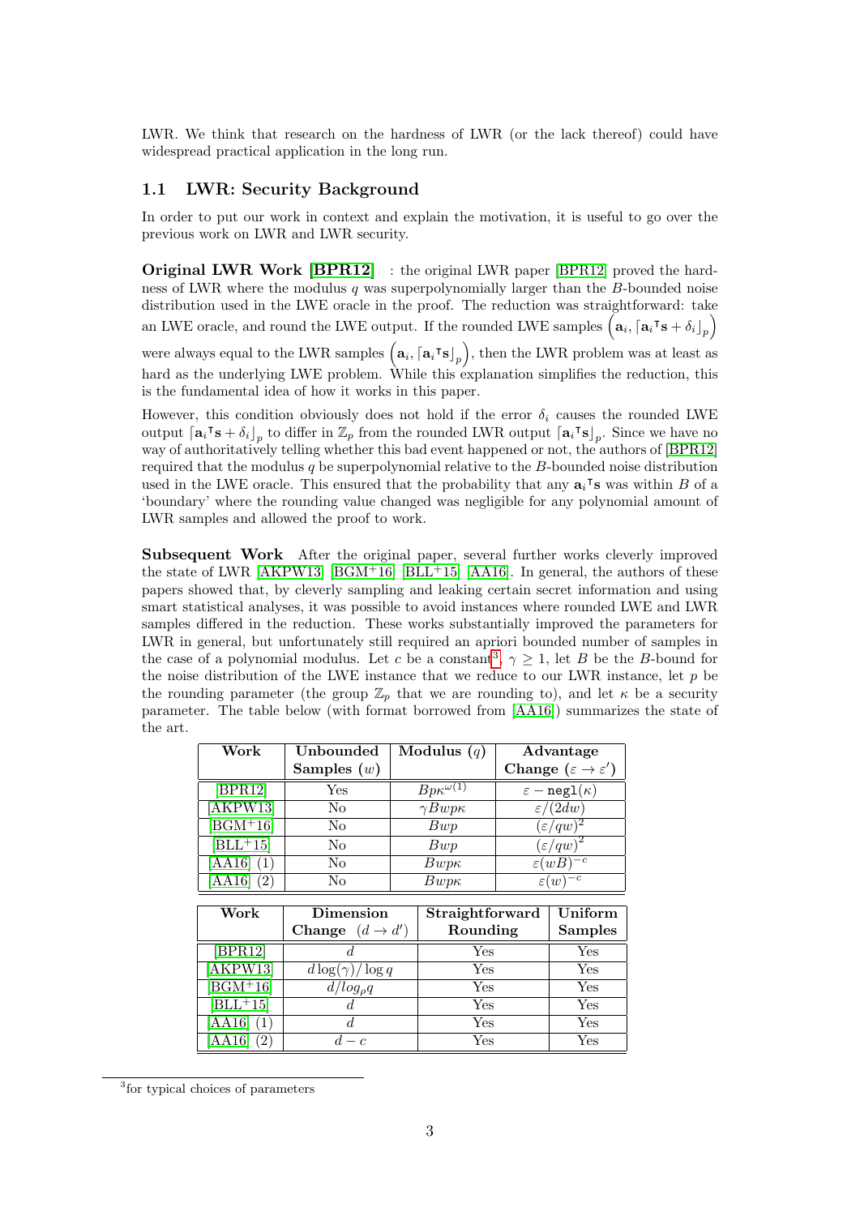LWR. We think that research on the hardness of LWR (or the lack thereof) could have widespread practical application in the long run.

## 1.1 LWR: Security Background

In order to put our work in context and explain the motivation, it is useful to go over the previous work on LWR and LWR security.

**Original LWR Work [BPR12]** : the original LWR paper [BPR12] proved the hardness of LWR where the modulus $q$ was superpolynomially larger than the $B$-bounded noise distribution used in the LWE oracle in the proof. The reduction was straightforward: take an LWE oracle, and round the LWE output. If the rounded LWE samples $\left(\mathbf{a}_i, \lceil \mathbf{a}_i{}^\intercal \mathbf{s} + \delta_i \rfloor_p\right)$ were always equal to the LWR samples $\left(\mathbf{a}_i, \lceil \mathbf{a}_i{}^\intercal \mathbf{s} \rfloor_p\right)$, then the LWR problem was at least as hard as the underlying LWE problem. While this explanation simplifies the reduction, this is the fundamental idea of how it works in this paper.

However, this condition obviously does not hold if the error $\delta_i$ causes the rounded LWE output $\lceil \mathbf{a}_i{}^\intercal \mathbf{s} + \delta_i \rfloor_p$ to differ in $\mathbb{Z}_p$ from the rounded LWR output $\lceil \mathbf{a}_i{}^\intercal \mathbf{s} \rfloor_p$. Since we have no way of authoritatively telling whether this bad event happened or not, the authors of [BPR12] required that the modulus $q$ be superpolynomial relative to the $B$-bounded noise distribution used in the LWE oracle. This ensured that the probability that any $\mathbf{a}_i{}^\intercal \mathbf{s}$ was within $B$ of a 'boundary' where the rounding value changed was negligible for any polynomial amount of LWR samples and allowed the proof to work.

**Subsequent Work** After the original paper, several further works cleverly improved the state of LWR [AKPW13] [BGM+16] [BLL+15] [AA16]. In general, the authors of these papers showed that, by cleverly sampling and leaking certain secret information and using smart statistical analyses, it was possible to avoid instances where rounded LWE and LWR samples differed in the reduction. These works substantially improved the parameters for LWR in general, but unfortunately still required an apriori bounded number of samples in the case of a polynomial modulus. Let $c$ be a constant[3], $\gamma \geq 1$, let $B$ be the $B$-bound for the noise distribution of the LWE instance that we reduce to our LWR instance, let $p$ be the rounding parameter (the group $\mathbb{Z}_p$ that we are rounding to), and let $\kappa$ be a security parameter. The table below (with format borrowed from [AA16]) summarizes the state of the art.

| Work | Unbounded Samples ($w$) | Modulus ($q$) | Advantage Change ($\varepsilon \to \varepsilon'$) |
|---|---|---|---|
| [BPR12] | Yes | $Bp\kappa^{\omega(1)}$ | $\varepsilon - \mathtt{negl}(\kappa)$ |
| [AKPW13] | No | $\gamma Bwp\kappa$ | $\varepsilon/(2dw)$ |
| [BGM+16] | No | $Bwp$ | $(\varepsilon/qw)^2$ |
| [BLL+15] | No | $Bwp$ | $(\varepsilon/qw)^2$ |
| [AA16] (1) | No | $Bwp\kappa$ | $\varepsilon(wB)^{-c}$ |
| [AA16] (2) | No | $Bwp\kappa$ | $\varepsilon(w)^{-c}$ |

| Work | Dimension Change ($d \to d'$) | Straightforward Rounding | Uniform Samples |
|---|---|---|---|
| [BPR12] | $d$ | Yes | Yes |
| [AKPW13] | $d\log(\gamma)/\log q$ | Yes | Yes |
| [BGM+16] | $d/log_p q$ | Yes | Yes |
| [BLL+15] | $d$ | Yes | Yes |
| [AA16] (1) | $d$ | Yes | Yes |
| [AA16] (2) | $d - c$ | Yes | Yes |

[3]for typical choices of parameters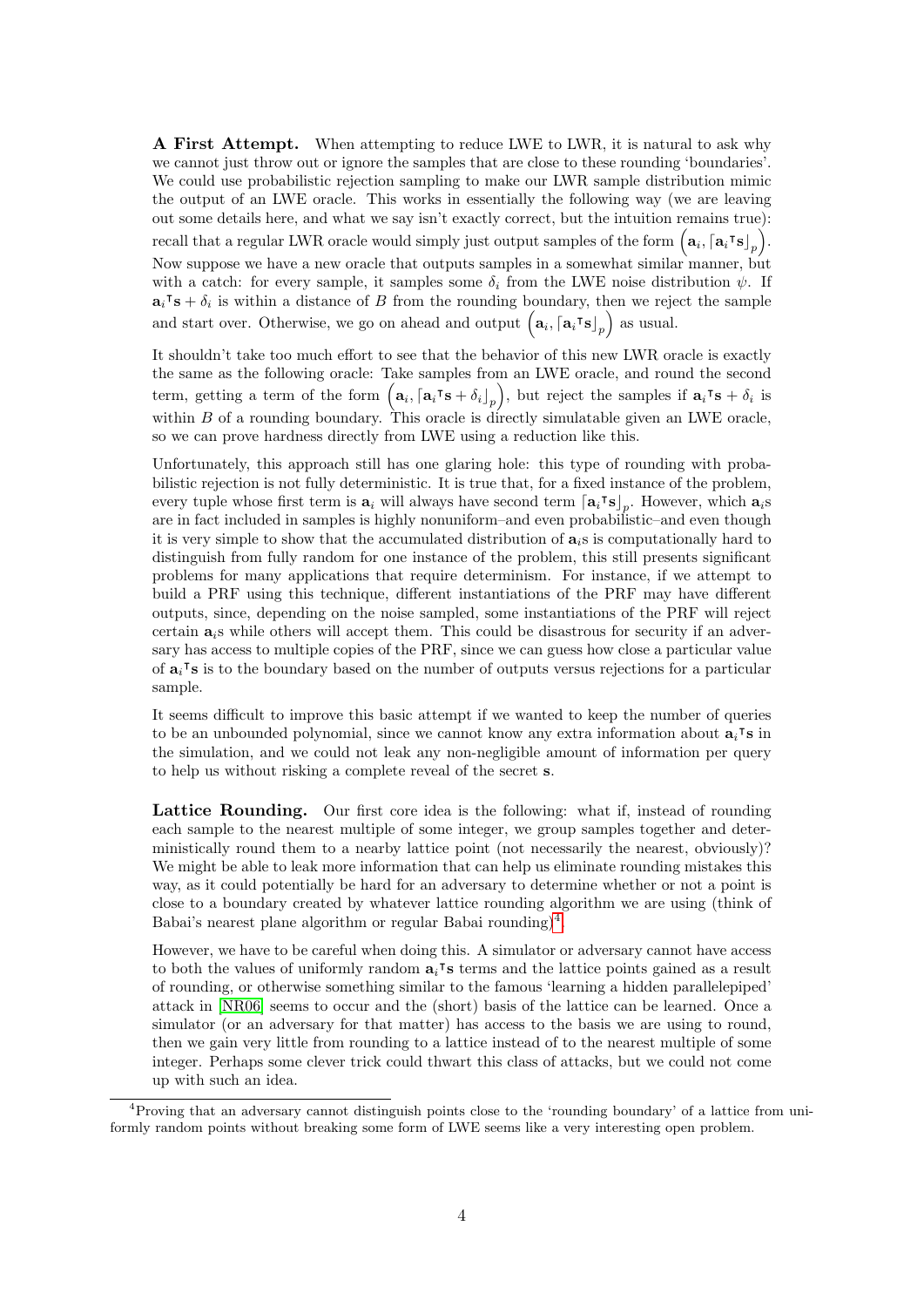**A First Attempt.** When attempting to reduce LWE to LWR, it is natural to ask why we cannot just throw out or ignore the samples that are close to these rounding 'boundaries'. We could use probabilistic rejection sampling to make our LWR sample distribution mimic the output of an LWE oracle. This works in essentially the following way (we are leaving out some details here, and what we say isn't exactly correct, but the intuition remains true): recall that a regular LWR oracle would simply just output samples of the form $\left(\mathbf{a}_i, \lceil \mathbf{a}_i{}^\intercal \mathbf{s} \rfloor_p\right)$. Now suppose we have a new oracle that outputs samples in a somewhat similar manner, but with a catch: for every sample, it samples some $\delta_i$ from the LWE noise distribution $\psi$. If $\mathbf{a}_i{}^\intercal \mathbf{s} + \delta_i$ is within a distance of $B$ from the rounding boundary, then we reject the sample and start over. Otherwise, we go on ahead and output $\left(\mathbf{a}_i, \lceil \mathbf{a}_i{}^\intercal \mathbf{s} \rfloor_p\right)$ as usual.

It shouldn't take too much effort to see that the behavior of this new LWR oracle is exactly the same as the following oracle: Take samples from an LWE oracle, and round the second term, getting a term of the form $\left(\mathbf{a}_i, \lceil \mathbf{a}_i{}^\intercal \mathbf{s} + \delta_i \rfloor_p\right)$, but reject the samples if $\mathbf{a}_i{}^\intercal \mathbf{s} + \delta_i$ is within $B$ of a rounding boundary. This oracle is directly simulatable given an LWE oracle, so we can prove hardness directly from LWE using a reduction like this.

Unfortunately, this approach still has one glaring hole: this type of rounding with probabilistic rejection is not fully deterministic. It is true that, for a fixed instance of the problem, every tuple whose first term is $\mathbf{a}_i$ will always have second term $\lceil \mathbf{a}_i{}^\intercal \mathbf{s} \rfloor_p$. However, which $\mathbf{a}_i$s are in fact included in samples is highly nonuniform–and even probabilistic–and even though it is very simple to show that the accumulated distribution of $\mathbf{a}_i$s is computationally hard to distinguish from fully random for one instance of the problem, this still presents significant problems for many applications that require determinism. For instance, if we attempt to build a PRF using this technique, different instantiations of the PRF may have different outputs, since, depending on the noise sampled, some instantiations of the PRF will reject certain $\mathbf{a}_i$s while others will accept them. This could be disastrous for security if an adversary has access to multiple copies of the PRF, since we can guess how close a particular value of $\mathbf{a}_i{}^\intercal \mathbf{s}$ is to the boundary based on the number of outputs versus rejections for a particular sample.

It seems difficult to improve this basic attempt if we wanted to keep the number of queries to be an unbounded polynomial, since we cannot know any extra information about $\mathbf{a}_i{}^\intercal \mathbf{s}$ in the simulation, and we could not leak any non-negligible amount of information per query to help us without risking a complete reveal of the secret $\mathbf{s}$.

**Lattice Rounding.** Our first core idea is the following: what if, instead of rounding each sample to the nearest multiple of some integer, we group samples together and deterministically round them to a nearby lattice point (not necessarily the nearest, obviously)? We might be able to leak more information that can help us eliminate rounding mistakes this way, as it could potentially be hard for an adversary to determine whether or not a point is close to a boundary created by whatever lattice rounding algorithm we are using (think of Babai's nearest plane algorithm or regular Babai rounding)[4].

However, we have to be careful when doing this. A simulator or adversary cannot have access to both the values of uniformly random $\mathbf{a}_i{}^\intercal \mathbf{s}$ terms and the lattice points gained as a result of rounding, or otherwise something similar to the famous 'learning a hidden parallelepiped' attack in [NR06] seems to occur and the (short) basis of the lattice can be learned. Once a simulator (or an adversary for that matter) has access to the basis we are using to round, then we gain very little from rounding to a lattice instead of to the nearest multiple of some integer. Perhaps some clever trick could thwart this class of attacks, but we could not come up with such an idea.

[4] Proving that an adversary cannot distinguish points close to the 'rounding boundary' of a lattice from uniformly random points without breaking some form of LWE seems like a very interesting open problem.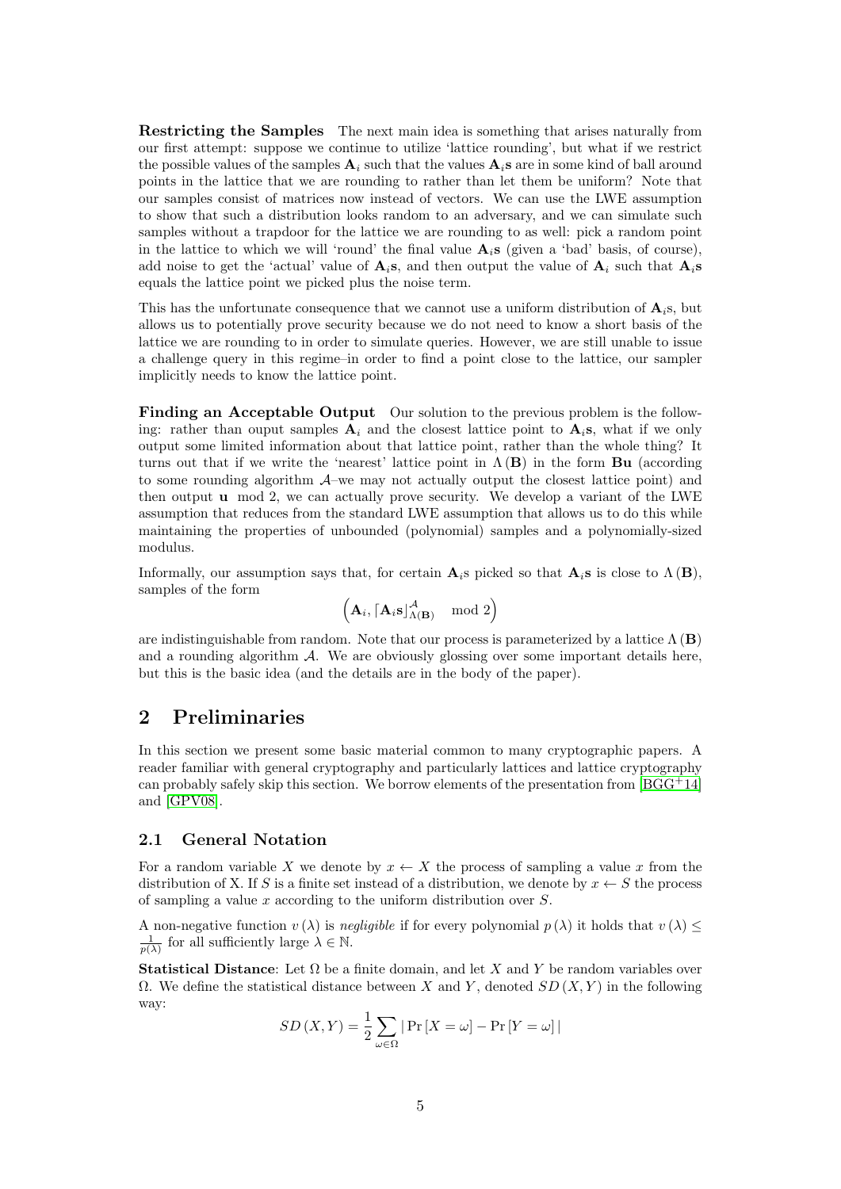**Restricting the Samples** The next main idea is something that arises naturally from our first attempt: suppose we continue to utilize 'lattice rounding', but what if we restrict the possible values of the samples $\mathbf{A}_i$ such that the values $\mathbf{A}_i\mathbf{s}$ are in some kind of ball around points in the lattice that we are rounding to rather than let them be uniform? Note that our samples consist of matrices now instead of vectors. We can use the LWE assumption to show that such a distribution looks random to an adversary, and we can simulate such samples without a trapdoor for the lattice we are rounding to as well: pick a random point in the lattice to which we will 'round' the final value $\mathbf{A}_i\mathbf{s}$ (given a 'bad' basis, of course), add noise to get the 'actual' value of $\mathbf{A}_i\mathbf{s}$, and then output the value of $\mathbf{A}_i$ such that $\mathbf{A}_i\mathbf{s}$ equals the lattice point we picked plus the noise term.

This has the unfortunate consequence that we cannot use a uniform distribution of $\mathbf{A}_i$s, but allows us to potentially prove security because we do not need to know a short basis of the lattice we are rounding to in order to simulate queries. However, we are still unable to issue a challenge query in this regime–in order to find a point close to the lattice, our sampler implicitly needs to know the lattice point.

**Finding an Acceptable Output** Our solution to the previous problem is the following: rather than ouput samples $\mathbf{A}_i$ and the closest lattice point to $\mathbf{A}_i\mathbf{s}$, what if we only output some limited information about that lattice point, rather than the whole thing? It turns out that if we write the 'nearest' lattice point in $\Lambda(\mathbf{B})$ in the form $\mathbf{Bu}$ (according to some rounding algorithm $\mathcal{A}$–we may not actually output the closest lattice point) and then output $\mathbf{u} \mod 2$, we can actually prove security. We develop a variant of the LWE assumption that reduces from the standard LWE assumption that allows us to do this while maintaining the properties of unbounded (polynomial) samples and a polynomially-sized modulus.

Informally, our assumption says that, for certain $\mathbf{A}_i$s picked so that $\mathbf{A}_i\mathbf{s}$ is close to $\Lambda(\mathbf{B})$, samples of the form

$$\left(\mathbf{A}_i, \lceil \mathbf{A}_i\mathbf{s} \rfloor^{\mathcal{A}}_{\Lambda(\mathbf{B})} \mod 2\right)$$

are indistinguishable from random. Note that our process is parameterized by a lattice $\Lambda(\mathbf{B})$ and a rounding algorithm $\mathcal{A}$. We are obviously glossing over some important details here, but this is the basic idea (and the details are in the body of the paper).

# 2 Preliminaries

In this section we present some basic material common to many cryptographic papers. A reader familiar with general cryptography and particularly lattices and lattice cryptography can probably safely skip this section. We borrow elements of the presentation from [BGG+14] and [GPV08].

## 2.1 General Notation

For a random variable $X$ we denote by $x \leftarrow X$ the process of sampling a value $x$ from the distribution of X. If $S$ is a finite set instead of a distribution, we denote by $x \leftarrow S$ the process of sampling a value $x$ according to the uniform distribution over $S$.

A non-negative function $v(\lambda)$ is *negligible* if for every polynomial $p(\lambda)$ it holds that $v(\lambda) \leq \frac{1}{p(\lambda)}$ for all sufficiently large $\lambda \in \mathbb{N}$.

**Statistical Distance**: Let $\Omega$ be a finite domain, and let $X$ and $Y$ be random variables over $\Omega$. We define the statistical distance between $X$ and $Y$, denoted $SD(X, Y)$ in the following way:

$$SD(X, Y) = \frac{1}{2} \sum_{\omega \in \Omega} |\Pr[X = \omega] - \Pr[Y = \omega]|$$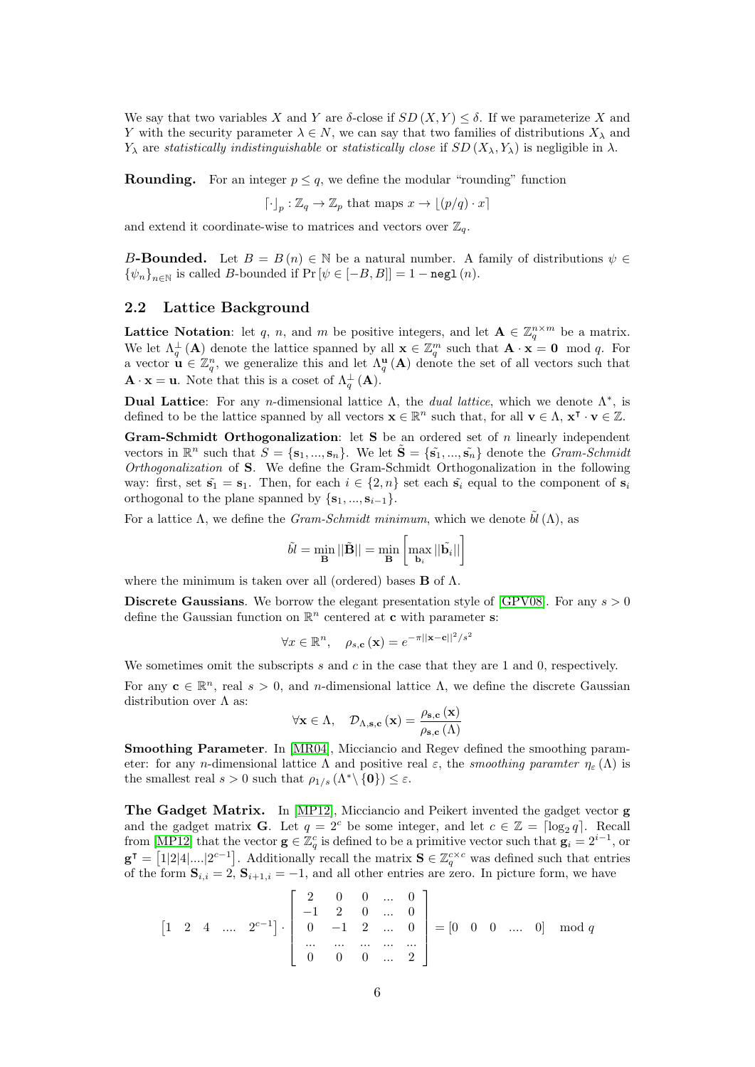We say that two variables $X$ and $Y$ are $\delta$-close if $SD(X, Y) \leq \delta$. If we parameterize $X$ and $Y$ with the security parameter $\lambda \in N$, we can say that two families of distributions $X_\lambda$ and $Y_\lambda$ are *statistically indistinguishable* or *statistically close* if $SD(X_\lambda, Y_\lambda)$ is negligible in $\lambda$.

**Rounding.** For an integer $p \leq q$, we define the modular "rounding" function

$$\lceil \cdot \rfloor_p : \mathbb{Z}_q \to \mathbb{Z}_p \text{ that maps } x \to \lfloor (p/q) \cdot x \rceil$$

and extend it coordinate-wise to matrices and vectors over $\mathbb{Z}_q$.

**$B$-Bounded.** Let $B = B(n) \in \mathbb{N}$ be a natural number. A family of distributions $\psi \in \{\psi_n\}_{n \in \mathbb{N}}$ is called $B$-bounded if $\Pr[\psi \in [-B, B]] = 1 - \mathtt{negl}(n)$.

## 2.2 Lattice Background

**Lattice Notation**: let $q$, $n$, and $m$ be positive integers, and let $\mathbf{A} \in \mathbb{Z}_q^{n \times m}$ be a matrix. We let $\Lambda_q^\perp(\mathbf{A})$ denote the lattice spanned by all $\mathbf{x} \in \mathbb{Z}_q^m$ such that $\mathbf{A} \cdot \mathbf{x} = \mathbf{0} \mod q$. For a vector $\mathbf{u} \in \mathbb{Z}_q^n$, we generalize this and let $\Lambda_q^{\mathbf{u}}(\mathbf{A})$ denote the set of all vectors such that $\mathbf{A} \cdot \mathbf{x} = \mathbf{u}$. Note that this is a coset of $\Lambda_q^\perp(\mathbf{A})$.

**Dual Lattice**: For any $n$-dimensional lattice $\Lambda$, the *dual lattice*, which we denote $\Lambda^*$, is defined to be the lattice spanned by all vectors $\mathbf{x} \in \mathbb{R}^n$ such that, for all $\mathbf{v} \in \Lambda$, $\mathbf{x}^\intercal \cdot \mathbf{v} \in \mathbb{Z}$.

**Gram-Schmidt Orthogonalization**: let $\mathbf{S}$ be an ordered set of $n$ linearly independent vectors in $\mathbb{R}^n$ such that $S = \{\mathbf{s}_1, ..., \mathbf{s}_n\}$. We let $\tilde{\mathbf{S}} = \{\tilde{\mathbf{s}_1}, ..., \tilde{\mathbf{s}_n}\}$ denote the *Gram-Schmidt Orthogonalization* of $\mathbf{S}$. We define the Gram-Schmidt Orthogonalization in the following way: first, set $\tilde{\mathbf{s}_1} = \mathbf{s}_1$. Then, for each $i \in \{2, n\}$ set each $\tilde{\mathbf{s}_i}$ equal to the component of $\mathbf{s}_i$ orthogonal to the plane spanned by $\{\mathbf{s}_1, ..., \mathbf{s}_{i-1}\}$.

For a lattice $\Lambda$, we define the *Gram-Schmidt minimum*, which we denote $\tilde{bl}(\Lambda)$, as

$$\tilde{bl} = \min_{\mathbf{B}} ||\tilde{\mathbf{B}}|| = \min_{\mathbf{B}} \left[ \max_{\mathbf{b}_i} ||\tilde{\mathbf{b}_i}|| \right]$$

where the minimum is taken over all (ordered) bases $\mathbf{B}$ of $\Lambda$.

**Discrete Gaussians**. We borrow the elegant presentation style of [GPV08]. For any $s > 0$ define the Gaussian function on $\mathbb{R}^n$ centered at $\mathbf{c}$ with parameter $\mathbf{s}$:

$$\forall x \in \mathbb{R}^n, \quad \rho_{s,\mathbf{c}}(\mathbf{x}) = e^{-\pi ||\mathbf{x} - \mathbf{c}||^2 / s^2}$$

We sometimes omit the subscripts $s$ and $c$ in the case that they are 1 and 0, respectively.

For any $\mathbf{c} \in \mathbb{R}^n$, real $s > 0$, and $n$-dimensional lattice $\Lambda$, we define the discrete Gaussian distribution over $\Lambda$ as:

$$\forall \mathbf{x} \in \Lambda, \quad \mathcal{D}_{\Lambda,\mathbf{s},\mathbf{c}}(\mathbf{x}) = \frac{\rho_{\mathbf{s},\mathbf{c}}(\mathbf{x})}{\rho_{\mathbf{s},\mathbf{c}}(\Lambda)}$$

**Smoothing Parameter**. In [MR04], Micciancio and Regev defined the smoothing parameter: for any $n$-dimensional lattice $\Lambda$ and positive real $\varepsilon$, the *smoothing paramter* $\eta_\varepsilon(\Lambda)$ is the smallest real $s > 0$ such that $\rho_{1/s}(\Lambda^* \setminus \{\mathbf{0}\}) \leq \varepsilon$.

**The Gadget Matrix.** In [MP12], Micciancio and Peikert invented the gadget vector $\mathbf{g}$ and the gadget matrix $\mathbf{G}$. Let $q = 2^c$ be some integer, and let $c \in \mathbb{Z} = \lceil \log_2 q \rceil$. Recall from [MP12] that the vector $\mathbf{g} \in \mathbb{Z}_q^c$ is defined to be a primitive vector such that $\mathbf{g}_i = 2^{i-1}$, or $\mathbf{g}^\intercal = [1|2|4|....|2^{c-1}]$. Additionally recall the matrix $\mathbf{S} \in \mathbb{Z}_q^{c \times c}$ was defined such that entries of the form $\mathbf{S}_{i,i} = 2$, $\mathbf{S}_{i+1,i} = -1$, and all other entries are zero. In picture form, we have

$$\begin{bmatrix} 1 & 2 & 4 & .... & 2^{c-1} \end{bmatrix} \cdot \begin{bmatrix} 2 & 0 & 0 & ... & 0 \\ -1 & 2 & 0 & ... & 0 \\ 0 & -1 & 2 & ... & 0 \\ ... & ... & ... & ... & ... \\ 0 & 0 & 0 & ... & 2 \end{bmatrix} = \begin{bmatrix} 0 & 0 & 0 & .... & 0 \end{bmatrix} \mod q$$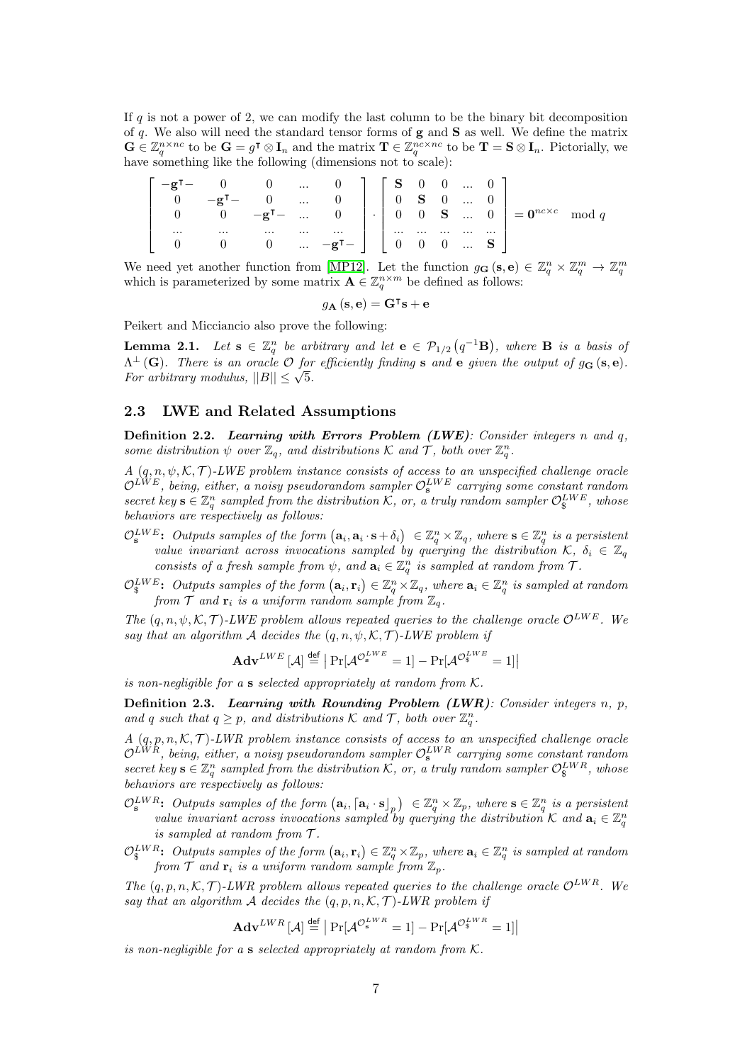If $q$ is not a power of 2, we can modify the last column to be the binary bit decomposition of $q$. We also will need the standard tensor forms of $\mathbf{g}$ and $\mathbf{S}$ as well. We define the matrix $\mathbf{G} \in \mathbb{Z}_q^{n \times nc}$ to be $\mathbf{G} = g^\intercal \otimes \mathbf{I}_n$ and the matrix $\mathbf{T} \in \mathbb{Z}_q^{nc \times nc}$ to be $\mathbf{T} = \mathbf{S} \otimes \mathbf{I}_n$. Pictorially, we have something like the following (dimensions not to scale):

$$\begin{bmatrix} -\mathbf{g}^\intercal- & 0 & 0 & \ldots & 0 \\ 0 & -\mathbf{g}^\intercal- & 0 & \ldots & 0 \\ 0 & 0 & -\mathbf{g}^\intercal- & \ldots & 0 \\ \ldots & \ldots & \ldots & \ldots & \ldots \\ 0 & 0 & 0 & \ldots & -\mathbf{g}^\intercal- \end{bmatrix} \cdot \begin{bmatrix} \mathbf{S} & 0 & 0 & \ldots & 0 \\ 0 & \mathbf{S} & 0 & \ldots & 0 \\ 0 & 0 & \mathbf{S} & \ldots & 0 \\ \ldots & \ldots & \ldots & \ldots & \ldots \\ 0 & 0 & 0 & \ldots & \mathbf{S} \end{bmatrix} = \mathbf{0}^{nc \times c} \mod q$$

We need yet another function from [MP12]. Let the function $g_{\mathbf{G}}(\mathbf{s}, \mathbf{e}) \in \mathbb{Z}_q^n \times \mathbb{Z}_q^m \to \mathbb{Z}_q^m$ which is parameterized by some matrix $\mathbf{A} \in \mathbb{Z}_q^{n \times m}$ be defined as follows:

$$g_{\mathbf{A}}(\mathbf{s}, \mathbf{e}) = \mathbf{G}^\intercal \mathbf{s} + \mathbf{e}$$

Peikert and Micciancio also prove the following:

**Lemma 2.1.** *Let $\mathbf{s} \in \mathbb{Z}_q^n$ be arbitrary and let $\mathbf{e} \in \mathcal{P}_{1/2}\left(q^{-1}\mathbf{B}\right)$, where $\mathbf{B}$ is a basis of $\Lambda^\perp(\mathbf{G})$. There is an oracle $\mathcal{O}$ for efficiently finding $\mathbf{s}$ and $\mathbf{e}$ given the output of $g_{\mathbf{G}}(\mathbf{s}, \mathbf{e})$. For arbitrary modulus, $||B|| \leq \sqrt{5}$.*

## 2.3 LWE and Related Assumptions

**Definition 2.2.** ***Learning with Errors Problem (LWE)****: Consider integers $n$ and $q$, some distribution $\psi$ over $\mathbb{Z}_q$, and distributions $\mathcal{K}$ and $\mathcal{T}$, both over $\mathbb{Z}_q^n$.*

*A $(q, n, \psi, \mathcal{K}, \mathcal{T})$-LWE problem instance consists of access to an unspecified challenge oracle $\mathcal{O}^{LWE}$, being, either, a noisy pseudorandom sampler $\mathcal{O}_{\mathbf{s}}^{LWE}$ carrying some constant random secret key $\mathbf{s} \in \mathbb{Z}_q^n$ sampled from the distribution $\mathcal{K}$, or, a truly random sampler $\mathcal{O}_{\$}^{LWE}$, whose behaviors are respectively as follows:*

- $\mathcal{O}_{\mathbf{s}}^{LWE}$**:** *Outputs samples of the form $\left(\mathbf{a}_i, \mathbf{a}_i \cdot \mathbf{s} + \delta_i\right) \in \mathbb{Z}_q^n \times \mathbb{Z}_q$, where $\mathbf{s} \in \mathbb{Z}_q^n$ is a persistent value invariant across invocations sampled by querying the distribution $\mathcal{K}$, $\delta_i \in \mathbb{Z}_q$ consists of a fresh sample from $\psi$, and $\mathbf{a}_i \in \mathbb{Z}_q^n$ is sampled at random from $\mathcal{T}$.*
- $\mathcal{O}_{\$}^{LWE}$**:** *Outputs samples of the form $\left(\mathbf{a}_i, \mathbf{r}_i\right) \in \mathbb{Z}_q^n \times \mathbb{Z}_q$, where $\mathbf{a}_i \in \mathbb{Z}_q^n$ is sampled at random from $\mathcal{T}$ and $\mathbf{r}_i$ is a uniform random sample from $\mathbb{Z}_q$.*

*The $(q, n, \psi, \mathcal{K}, \mathcal{T})$-LWE problem allows repeated queries to the challenge oracle $\mathcal{O}^{LWE}$. We say that an algorithm $\mathcal{A}$ decides the $(q, n, \psi, \mathcal{K}, \mathcal{T})$-LWE problem if*

$$\mathbf{Adv}^{LWE}[\mathcal{A}] \stackrel{\mathsf{def}}{=} \left|\Pr[\mathcal{A}^{\mathcal{O}_{\mathbf{s}}^{LWE}} = 1] - \Pr[\mathcal{A}^{\mathcal{O}_{\$}^{LWE}} = 1]\right|$$

*is non-negligible for a $\mathbf{s}$ selected appropriately at random from $\mathcal{K}$.*

**Definition 2.3.** ***Learning with Rounding Problem (LWR)****: Consider integers $n$, $p$, and $q$ such that $q \geq p$, and distributions $\mathcal{K}$ and $\mathcal{T}$, both over $\mathbb{Z}_q^n$.*

*A $(q, p, n, \mathcal{K}, \mathcal{T})$-LWR problem instance consists of access to an unspecified challenge oracle $\mathcal{O}^{LWR}$, being, either, a noisy pseudorandom sampler $\mathcal{O}_{\mathbf{s}}^{LWR}$ carrying some constant random secret key $\mathbf{s} \in \mathbb{Z}_q^n$ sampled from the distribution $\mathcal{K}$, or, a truly random sampler $\mathcal{O}_{\$}^{LWR}$, whose behaviors are respectively as follows:*

- $\mathcal{O}_{\mathbf{s}}^{LWR}$**:** *Outputs samples of the form $\left(\mathbf{a}_i, \lceil \mathbf{a}_i \cdot \mathbf{s} \rfloor_p\right) \in \mathbb{Z}_q^n \times \mathbb{Z}_p$, where $\mathbf{s} \in \mathbb{Z}_q^n$ is a persistent value invariant across invocations sampled by querying the distribution $\mathcal{K}$ and $\mathbf{a}_i \in \mathbb{Z}_q^n$ is sampled at random from $\mathcal{T}$.*
- $\mathcal{O}_{\$}^{LWR}$**:** *Outputs samples of the form $\left(\mathbf{a}_i, \mathbf{r}_i\right) \in \mathbb{Z}_q^n \times \mathbb{Z}_p$, where $\mathbf{a}_i \in \mathbb{Z}_q^n$ is sampled at random from $\mathcal{T}$ and $\mathbf{r}_i$ is a uniform random sample from $\mathbb{Z}_p$.*

*The $(q, p, n, \mathcal{K}, \mathcal{T})$-LWR problem allows repeated queries to the challenge oracle $\mathcal{O}^{LWR}$. We say that an algorithm $\mathcal{A}$ decides the $(q, p, n, \mathcal{K}, \mathcal{T})$-LWR problem if*

$$\mathbf{Adv}^{LWR}[\mathcal{A}] \stackrel{\mathsf{def}}{=} \left|\Pr[\mathcal{A}^{\mathcal{O}_{\mathbf{s}}^{LWR}} = 1] - \Pr[\mathcal{A}^{\mathcal{O}_{\$}^{LWR}} = 1]\right|$$

*is non-negligible for a $\mathbf{s}$ selected appropriately at random from $\mathcal{K}$.*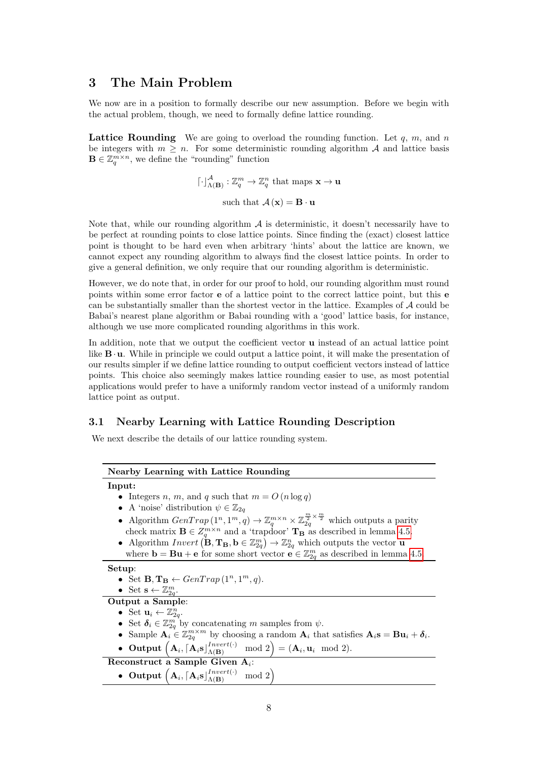# 3 The Main Problem

We now are in a position to formally describe our new assumption. Before we begin with the actual problem, though, we need to formally define lattice rounding.

**Lattice Rounding** We are going to overload the rounding function. Let $q$, $m$, and $n$ be integers with $m \geq n$. For some deterministic rounding algorithm $\mathcal{A}$ and lattice basis $\mathbf{B} \in \mathbb{Z}_q^{m \times n}$, we define the "rounding" function

$$\lceil \cdot \rfloor_{\Lambda(\mathbf{B})}^{\mathcal{A}} : \mathbb{Z}_q^m \to \mathbb{Z}_q^n \text{ that maps } \mathbf{x} \to \mathbf{u}$$

$$\text{such that } \mathcal{A}(\mathbf{x}) = \mathbf{B} \cdot \mathbf{u}$$

Note that, while our rounding algorithm $\mathcal{A}$ is deterministic, it doesn't necessarily have to be perfect at rounding points to close lattice points. Since finding the (exact) closest lattice point is thought to be hard even when arbitrary 'hints' about the lattice are known, we cannot expect any rounding algorithm to always find the closest lattice points. In order to give a general definition, we only require that our rounding algorithm is deterministic.

However, we do note that, in order for our proof to hold, our rounding algorithm must round points within some error factor $\mathbf{e}$ of a lattice point to the correct lattice point, but this $\mathbf{e}$ can be substantially smaller than the shortest vector in the lattice. Examples of $\mathcal{A}$ could be Babai's nearest plane algorithm or Babai rounding with a 'good' lattice basis, for instance, although we use more complicated rounding algorithms in this work.

In addition, note that we output the coefficient vector $\mathbf{u}$ instead of an actual lattice point like $\mathbf{B} \cdot \mathbf{u}$. While in principle we could output a lattice point, it will make the presentation of our results simpler if we define lattice rounding to output coefficient vectors instead of lattice points. This choice also seemingly makes lattice rounding easier to use, as most potential applications would prefer to have a uniformly random vector instead of a uniformly random lattice point as output.

## 3.1 Nearby Learning with Lattice Rounding Description

We next describe the details of our lattice rounding system.

---

**Nearby Learning with Lattice Rounding**

**Input:**

- Integers $n$, $m$, and $q$ such that $m = O(n \log q)$
- A 'noise' distribution $\psi \in \mathbb{Z}_{2q}$
- Algorithm $GenTrap(1^n, 1^m, q) \to \mathbb{Z}_q^{m \times n} \times \mathbb{Z}_{2q}^{\frac{m}{2} \times \frac{m}{2}}$ which outputs a parity check matrix $\mathbf{B} \in Z_q^{m \times n}$ and a 'trapdoor' $\mathbf{T_B}$ as described in lemma 4.5.
- Algorithm $Invert(\mathbf{B}, \mathbf{T_B}, \mathbf{b} \in \mathbb{Z}_{2q}^m) \to \mathbb{Z}_{2q}^n$ which outputs the vector $\mathbf{u}$ where $\mathbf{b} = \mathbf{Bu} + \mathbf{e}$ for some short vector $\mathbf{e} \in \mathbb{Z}_{2q}^m$ as described in lemma 4.5

**Setup**:

- Set $\mathbf{B}, \mathbf{T_B} \leftarrow GenTrap(1^n, 1^m, q)$.
- Set $\mathbf{s} \leftarrow \mathbb{Z}_{2q}^m$.

**Output a Sample**:

- Set $\mathbf{u}_i \leftarrow \mathbb{Z}_{2q}^n$.
- Set $\boldsymbol{\delta}_i \in \mathbb{Z}_{2q}^m$ by concatenating $m$ samples from $\psi$.
- Sample $\mathbf{A}_i \in \mathbb{Z}_{2q}^{m \times m}$ by choosing a random $\mathbf{A}_i$ that satisfies $\mathbf{A}_i \mathbf{s} = \mathbf{B}\mathbf{u}_i + \boldsymbol{\delta}_i$.
- **Output** $\left(\mathbf{A}_i, \lceil \mathbf{A}_i \mathbf{s} \rfloor_{\Lambda(\mathbf{B})}^{Invert(\cdot)} \mod 2\right) = (\mathbf{A}_i, \mathbf{u}_i \mod 2)$.

**Reconstruct a Sample Given $\mathbf{A}_i$**:

- **Output** $\left(\mathbf{A}_i, \lceil \mathbf{A}_i \mathbf{s} \rfloor_{\Lambda(\mathbf{B})}^{Invert(\cdot)} \mod 2\right)$

---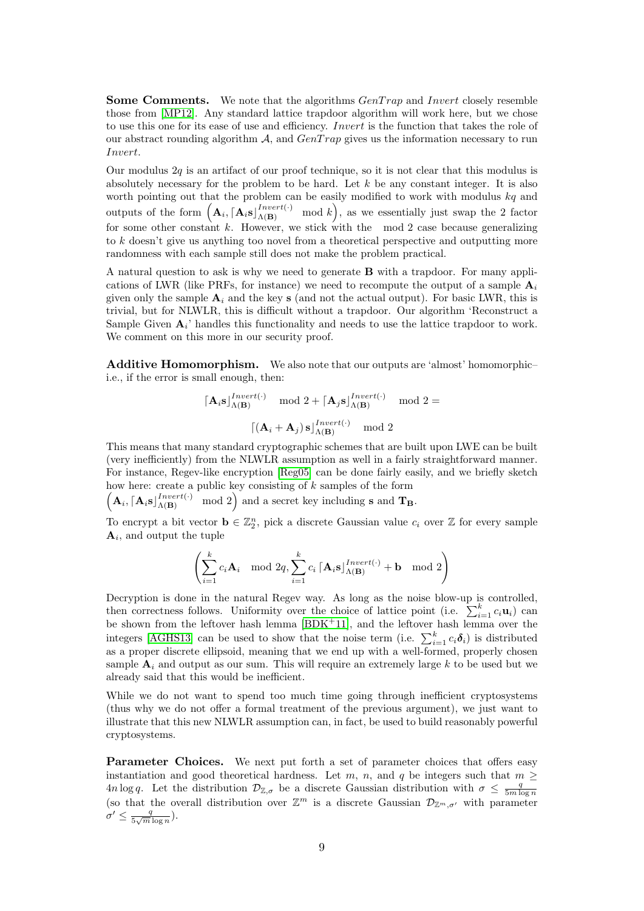**Some Comments.** We note that the algorithms $GenTrap$ and $Invert$ closely resemble those from [MP12]. Any standard lattice trapdoor algorithm will work here, but we chose to use this one for its ease of use and efficiency. $Invert$ is the function that takes the role of our abstract rounding algorithm $\mathcal{A}$, and $GenTrap$ gives us the information necessary to run $Invert$.

Our modulus $2q$ is an artifact of our proof technique, so it is not clear that this modulus is absolutely necessary for the problem to be hard. Let $k$ be any constant integer. It is also worth pointing out that the problem can be easily modified to work with modulus $kq$ and outputs of the form $\left(\mathbf{A}_i, \lceil \mathbf{A}_i\mathbf{s} \rfloor_{\Lambda(\mathbf{B})}^{Invert(\cdot)} \mod k\right)$, as we essentially just swap the 2 factor for some other constant $k$. However, we stick with the $\mod 2$ case because generalizing to $k$ doesn't give us anything too novel from a theoretical perspective and outputting more randomness with each sample still does not make the problem practical.

A natural question to ask is why we need to generate $\mathbf{B}$ with a trapdoor. For many applications of LWR (like PRFs, for instance) we need to recompute the output of a sample $\mathbf{A}_i$ given only the sample $\mathbf{A}_i$ and the key $\mathbf{s}$ (and not the actual output). For basic LWR, this is trivial, but for NLWLR, this is difficult without a trapdoor. Our algorithm 'Reconstruct a Sample Given $\mathbf{A}_i$' handles this functionality and needs to use the lattice trapdoor to work. We comment on this more in our security proof.

**Additive Homomorphism.** We also note that our outputs are 'almost' homomorphic– i.e., if the error is small enough, then:

$$\lceil \mathbf{A}_i\mathbf{s} \rfloor_{\Lambda(\mathbf{B})}^{Invert(\cdot)} \mod 2 + \lceil \mathbf{A}_j\mathbf{s} \rfloor_{\Lambda(\mathbf{B})}^{Invert(\cdot)} \mod 2 =$$

$$\lceil (\mathbf{A}_i + \mathbf{A}_j)\,\mathbf{s} \rfloor_{\Lambda(\mathbf{B})}^{Invert(\cdot)} \mod 2$$

This means that many standard cryptographic schemes that are built upon LWE can be built (very inefficiently) from the NLWLR assumption as well in a fairly straightforward manner. For instance, Regev-like encryption [Reg05] can be done fairly easily, and we briefly sketch how here: create a public key consisting of $k$ samples of the form $\left(\mathbf{A}_i, \lceil \mathbf{A}_i\mathbf{s} \rfloor_{\Lambda(\mathbf{B})}^{Invert(\cdot)} \mod 2\right)$ and a secret key including $\mathbf{s}$ and $\mathbf{T}_{\mathbf{B}}$.

To encrypt a bit vector $\mathbf{b} \in \mathbb{Z}_2^n$, pick a discrete Gaussian value $c_i$ over $\mathbb{Z}$ for every sample $\mathbf{A}_i$, and output the tuple

$$\left(\sum_{i=1}^{k} c_i\mathbf{A}_i \mod 2q, \sum_{i=1}^{k} c_i \lceil \mathbf{A}_i\mathbf{s} \rfloor_{\Lambda(\mathbf{B})}^{Invert(\cdot)} + \mathbf{b} \mod 2\right)$$

Decryption is done in the natural Regev way. As long as the noise blow-up is controlled, then correctness follows. Uniformity over the choice of lattice point (i.e. $\sum_{i=1}^{k} c_i\mathbf{u}_i$) can be shown from the leftover hash lemma [BDK+11], and the leftover hash lemma over the integers [AGHS13] can be used to show that the noise term (i.e. $\sum_{i=1}^{k} c_i\boldsymbol{\delta}_i$) is distributed as a proper discrete ellipsoid, meaning that we end up with a well-formed, properly chosen sample $\mathbf{A}_i$ and output as our sum. This will require an extremely large $k$ to be used but we already said that this would be inefficient.

While we do not want to spend too much time going through inefficient cryptosystems (thus why we do not offer a formal treatment of the previous argument), we just want to illustrate that this new NLWLR assumption can, in fact, be used to build reasonably powerful cryptosystems.

**Parameter Choices.** We next put forth a set of parameter choices that offers easy instantiation and good theoretical hardness. Let $m$, $n$, and $q$ be integers such that $m \geq 4n \log q$. Let the distribution $\mathcal{D}_{\mathbb{Z},\sigma}$ be a discrete Gaussian distribution with $\sigma \leq \frac{q}{5m \log n}$ (so that the overall distribution over $\mathbb{Z}^m$ is a discrete Gaussian $\mathcal{D}_{\mathbb{Z}^m,\sigma'}$ with parameter $\sigma' \leq \frac{q}{5\sqrt{m} \log n}$).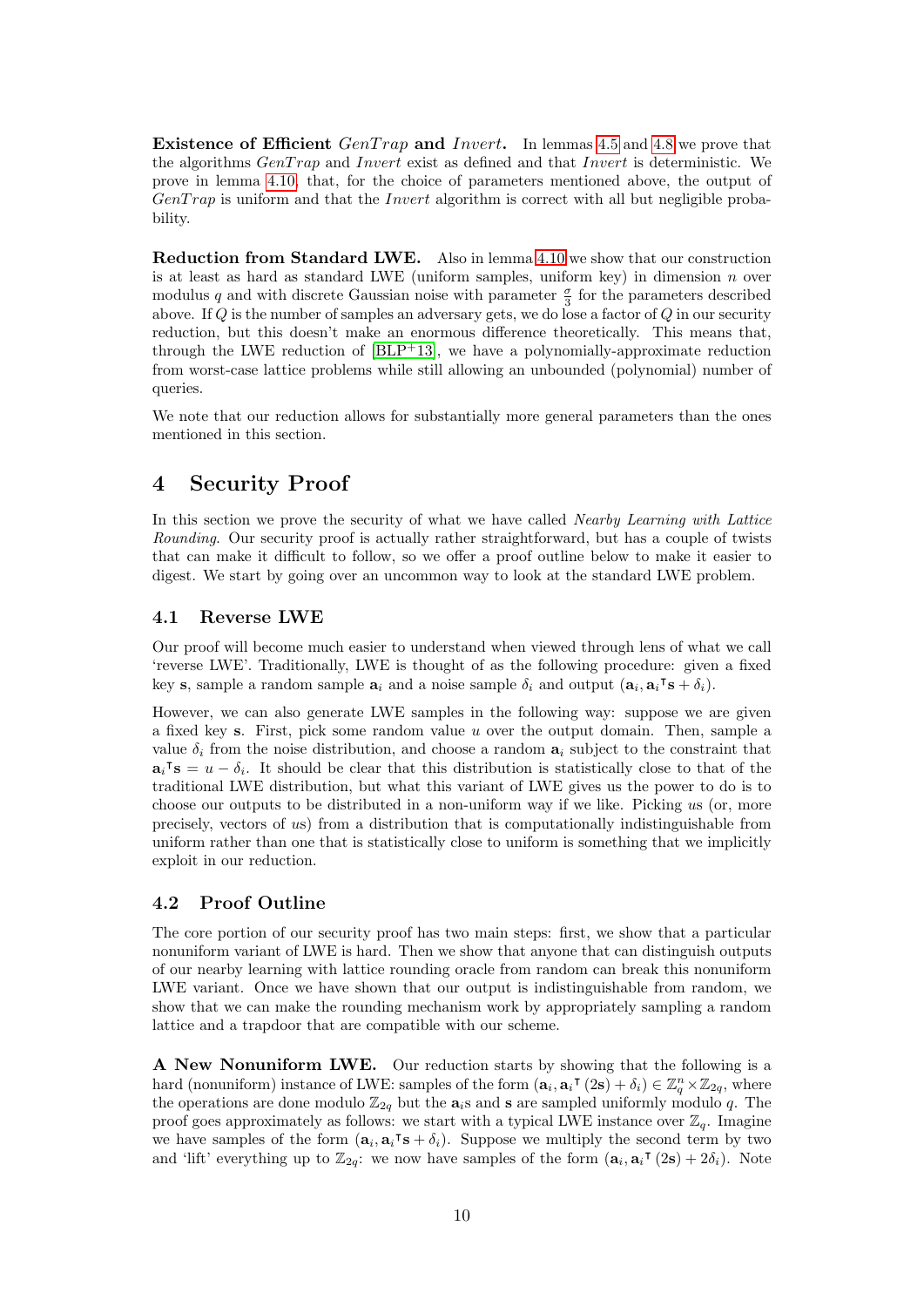**Existence of Efficient** $GenTrap$ **and** $Invert$**.** In lemmas 4.5 and 4.8 we prove that the algorithms $GenTrap$ and $Invert$ exist as defined and that $Invert$ is deterministic. We prove in lemma 4.10, that, for the choice of parameters mentioned above, the output of $GenTrap$ is uniform and that the $Invert$ algorithm is correct with all but negligible probability.

**Reduction from Standard LWE.** Also in lemma 4.10 we show that our construction is at least as hard as standard LWE (uniform samples, uniform key) in dimension $n$ over modulus $q$ and with discrete Gaussian noise with parameter $\frac{\sigma}{3}$ for the parameters described above. If $Q$ is the number of samples an adversary gets, we do lose a factor of $Q$ in our security reduction, but this doesn't make an enormous difference theoretically. This means that, through the LWE reduction of [BLP+13], we have a polynomially-approximate reduction from worst-case lattice problems while still allowing an unbounded (polynomial) number of queries.

We note that our reduction allows for substantially more general parameters than the ones mentioned in this section.

# 4 Security Proof

In this section we prove the security of what we have called *Nearby Learning with Lattice Rounding*. Our security proof is actually rather straightforward, but has a couple of twists that can make it difficult to follow, so we offer a proof outline below to make it easier to digest. We start by going over an uncommon way to look at the standard LWE problem.

## 4.1 Reverse LWE

Our proof will become much easier to understand when viewed through lens of what we call 'reverse LWE'. Traditionally, LWE is thought of as the following procedure: given a fixed key $\mathbf{s}$, sample a random sample $\mathbf{a}_i$ and a noise sample $\delta_i$ and output $(\mathbf{a}_i, \mathbf{a}_i{}^\intercal \mathbf{s} + \delta_i)$.

However, we can also generate LWE samples in the following way: suppose we are given a fixed key $\mathbf{s}$. First, pick some random value $u$ over the output domain. Then, sample a value $\delta_i$ from the noise distribution, and choose a random $\mathbf{a}_i$ subject to the constraint that $\mathbf{a}_i{}^\intercal \mathbf{s} = u - \delta_i$. It should be clear that this distribution is statistically close to that of the traditional LWE distribution, but what this variant of LWE gives us the power to do is to choose our outputs to be distributed in a non-uniform way if we like. Picking $u$s (or, more precisely, vectors of $u$s) from a distribution that is computationally indistinguishable from uniform rather than one that is statistically close to uniform is something that we implicitly exploit in our reduction.

## 4.2 Proof Outline

The core portion of our security proof has two main steps: first, we show that a particular nonuniform variant of LWE is hard. Then we show that anyone that can distinguish outputs of our nearby learning with lattice rounding oracle from random can break this nonuniform LWE variant. Once we have shown that our output is indistinguishable from random, we show that we can make the rounding mechanism work by appropriately sampling a random lattice and a trapdoor that are compatible with our scheme.

**A New Nonuniform LWE.** Our reduction starts by showing that the following is a hard (nonuniform) instance of LWE: samples of the form $(\mathbf{a}_i, \mathbf{a}_i{}^\intercal (2\mathbf{s}) + \delta_i) \in \mathbb{Z}_q^n \times \mathbb{Z}_{2q}$, where the operations are done modulo $\mathbb{Z}_{2q}$ but the $\mathbf{a}_i$s and $\mathbf{s}$ are sampled uniformly modulo $q$. The proof goes approximately as follows: we start with a typical LWE instance over $\mathbb{Z}_q$. Imagine we have samples of the form $(\mathbf{a}_i, \mathbf{a}_i{}^\intercal \mathbf{s} + \delta_i)$. Suppose we multiply the second term by two and 'lift' everything up to $\mathbb{Z}_{2q}$: we now have samples of the form $(\mathbf{a}_i, \mathbf{a}_i{}^\intercal (2\mathbf{s}) + 2\delta_i)$. Note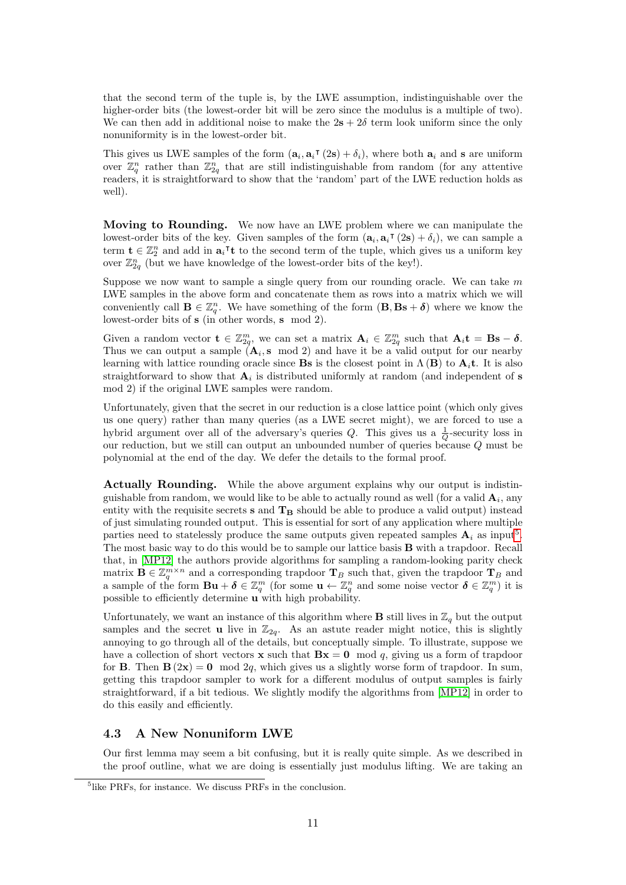that the second term of the tuple is, by the LWE assumption, indistinguishable over the higher-order bits (the lowest-order bit will be zero since the modulus is a multiple of two). We can then add in additional noise to make the $2\mathbf{s} + 2\delta$ term look uniform since the only nonuniformity is in the lowest-order bit.

This gives us LWE samples of the form $(\mathbf{a}_i, \mathbf{a}_i^\intercal (2\mathbf{s}) + \delta_i)$, where both $\mathbf{a}_i$ and $\mathbf{s}$ are uniform over $\mathbb{Z}_q^n$ rather than $\mathbb{Z}_{2q}^n$ that are still indistinguishable from random (for any attentive readers, it is straightforward to show that the 'random' part of the LWE reduction holds as well).

**Moving to Rounding.** We now have an LWE problem where we can manipulate the lowest-order bits of the key. Given samples of the form $(\mathbf{a}_i, \mathbf{a}_i^\intercal (2\mathbf{s}) + \delta_i)$, we can sample a term $\mathbf{t} \in \mathbb{Z}_2^n$ and add in $\mathbf{a}_i^\intercal \mathbf{t}$ to the second term of the tuple, which gives us a uniform key over $\mathbb{Z}_{2q}^n$ (but we have knowledge of the lowest-order bits of the key!).

Suppose we now want to sample a single query from our rounding oracle. We can take $m$ LWE samples in the above form and concatenate them as rows into a matrix which we will conveniently call $\mathbf{B} \in \mathbb{Z}_q^n$. We have something of the form $(\mathbf{B}, \mathbf{B}\mathbf{s} + \boldsymbol{\delta})$ where we know the lowest-order bits of $\mathbf{s}$ (in other words, $\mathbf{s} \mod 2$).

Given a random vector $\mathbf{t} \in \mathbb{Z}_{2q}^m$, we can set a matrix $\mathbf{A}_i \in \mathbb{Z}_{2q}^m$ such that $\mathbf{A}_i \mathbf{t} = \mathbf{B}\mathbf{s} - \boldsymbol{\delta}$. Thus we can output a sample $(\mathbf{A}_i, \mathbf{s} \mod 2)$ and have it be a valid output for our nearby learning with lattice rounding oracle since $\mathbf{B}\mathbf{s}$ is the closest point in $\Lambda(\mathbf{B})$ to $\mathbf{A}_i \mathbf{t}$. It is also straightforward to show that $\mathbf{A}_i$ is distributed uniformly at random (and independent of $\mathbf{s} \mod 2$) if the original LWE samples were random.

Unfortunately, given that the secret in our reduction is a close lattice point (which only gives us one query) rather than many queries (as a LWE secret might), we are forced to use a hybrid argument over all of the adversary's queries $Q$. This gives us a $\frac{1}{Q}$-security loss in our reduction, but we still can output an unbounded number of queries because $Q$ must be polynomial at the end of the day. We defer the details to the formal proof.

**Actually Rounding.** While the above argument explains why our output is indistinguishable from random, we would like to be able to actually round as well (for a valid $\mathbf{A}_i$, any entity with the requisite secrets $\mathbf{s}$ and $\mathbf{T_B}$ should be able to produce a valid output) instead of just simulating rounded output. This is essential for sort of any application where multiple parties need to statelessly produce the same outputs given repeated samples $\mathbf{A}_i$ as input[5]. The most basic way to do this would be to sample our lattice basis $\mathbf{B}$ with a trapdoor. Recall that, in [MP12] the authors provide algorithms for sampling a random-looking parity check matrix $\mathbf{B} \in \mathbb{Z}_q^{m \times n}$ and a corresponding trapdoor $\mathbf{T}_B$ such that, given the trapdoor $\mathbf{T}_B$ and a sample of the form $\mathbf{B}\mathbf{u} + \boldsymbol{\delta} \in \mathbb{Z}_q^m$ (for some $\mathbf{u} \leftarrow \mathbb{Z}_q^n$ and some noise vector $\boldsymbol{\delta} \in \mathbb{Z}_q^m$) it is possible to efficiently determine $\mathbf{u}$ with high probability.

Unfortunately, we want an instance of this algorithm where $\mathbf{B}$ still lives in $\mathbb{Z}_q$ but the output samples and the secret $\mathbf{u}$ live in $\mathbb{Z}_{2q}$. As an astute reader might notice, this is slightly annoying to go through all of the details, but conceptually simple. To illustrate, suppose we have a collection of short vectors $\mathbf{x}$ such that $\mathbf{B}\mathbf{x} = \mathbf{0} \mod q$, giving us a form of trapdoor for $\mathbf{B}$. Then $\mathbf{B}(2\mathbf{x}) = \mathbf{0} \mod 2q$, which gives us a slightly worse form of trapdoor. In sum, getting this trapdoor sampler to work for a different modulus of output samples is fairly straightforward, if a bit tedious. We slightly modify the algorithms from [MP12] in order to do this easily and efficiently.

### 4.3 A New Nonuniform LWE

Our first lemma may seem a bit confusing, but it is really quite simple. As we described in the proof outline, what we are doing is essentially just modulus lifting. We are taking an

[5] like PRFs, for instance. We discuss PRFs in the conclusion.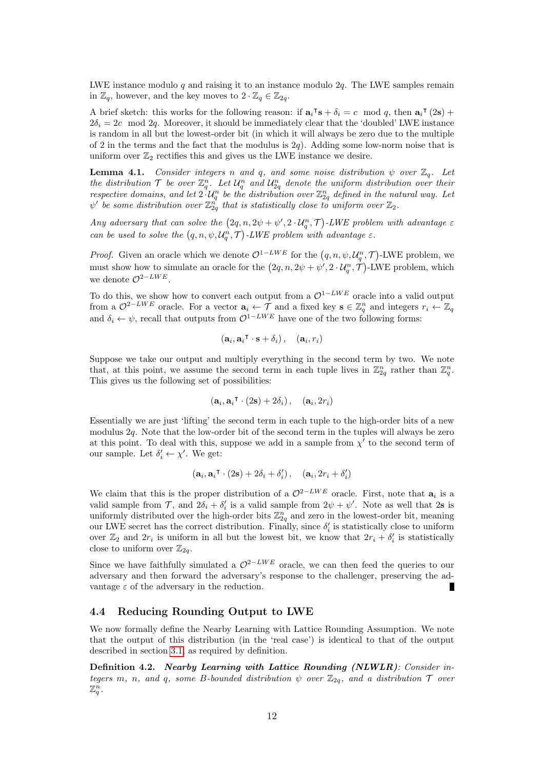LWE instance modulo $q$ and raising it to an instance modulo $2q$. The LWE samples remain in $\mathbb{Z}_q$, however, and the key moves to $2 \cdot \mathbb{Z}_q \in \mathbb{Z}_{2q}$.

A brief sketch: this works for the following reason: if ${\mathbf{a}_i}^\intercal \mathbf{s} + \delta_i = c \mod q$, then ${\mathbf{a}_i}^\intercal (2\mathbf{s}) + 2\delta_i = 2c \mod 2q$. Moreover, it should be immediately clear that the 'doubled' LWE instance is random in all but the lowest-order bit (in which it will always be zero due to the multiple of 2 in the terms and the fact that the modulus is $2q$). Adding some low-norm noise that is uniform over $\mathbb{Z}_2$ rectifies this and gives us the LWE instance we desire.

**Lemma 4.1.** *Consider integers $n$ and $q$, and some noise distribution $\psi$ over $\mathbb{Z}_q$. Let the distribution $\mathcal{T}$ be over $\mathbb{Z}_q^n$. Let $\mathcal{U}_q^n$ and $\mathcal{U}_{2q}^n$ denote the uniform distribution over their respective domains, and let $2 \cdot \mathcal{U}_q^n$ be the distribution over $\mathbb{Z}_{2q}^n$ defined in the natural way. Let $\psi'$ be some distribution over $\mathbb{Z}_{2q}^n$ that is statistically close to uniform over $\mathbb{Z}_2$.*

*Any adversary that can solve the $(2q, n, 2\psi + \psi', 2 \cdot \mathcal{U}_q^n, \mathcal{T})$-LWE problem with advantage $\varepsilon$ can be used to solve the $(q, n, \psi, \mathcal{U}_q^n, \mathcal{T})$-LWE problem with advantage $\varepsilon$.*

*Proof.* Given an oracle which we denote $\mathcal{O}^{1-LWE}$ for the $(q, n, \psi, \mathcal{U}_q^n, \mathcal{T})$-LWE problem, we must show how to simulate an oracle for the $(2q, n, 2\psi + \psi', 2 \cdot \mathcal{U}_q^n, \mathcal{T})$-LWE problem, which we denote $\mathcal{O}^{2-LWE}$.

To do this, we show how to convert each output from a $\mathcal{O}^{1-LWE}$ oracle into a valid output from a $\mathcal{O}^{2-LWE}$ oracle. For a vector $\mathbf{a}_i \leftarrow \mathcal{T}$ and a fixed key $\mathbf{s} \in \mathbb{Z}_q^n$ and integers $r_i \leftarrow \mathbb{Z}_q$ and $\delta_i \leftarrow \psi$, recall that outputs from $\mathcal{O}^{1-LWE}$ have one of the two following forms:

$$(\mathbf{a}_i, {\mathbf{a}_i}^\intercal \cdot \mathbf{s} + \delta_i), \quad (\mathbf{a}_i, r_i)$$

Suppose we take our output and multiply everything in the second term by two. We note that, at this point, we assume the second term in each tuple lives in $\mathbb{Z}_{2q}^n$ rather than $\mathbb{Z}_q^n$. This gives us the following set of possibilities:

$$(\mathbf{a}_i, {\mathbf{a}_i}^\intercal \cdot (2\mathbf{s}) + 2\delta_i), \quad (\mathbf{a}_i, 2r_i)$$

Essentially we are just 'lifting' the second term in each tuple to the high-order bits of a new modulus $2q$. Note that the low-order bit of the second term in the tuples will always be zero at this point. To deal with this, suppose we add in a sample from $\chi'$ to the second term of our sample. Let $\delta_i' \leftarrow \chi'$. We get:

$$(\mathbf{a}_i, {\mathbf{a}_i}^\intercal \cdot (2\mathbf{s}) + 2\delta_i + \delta_i'), \quad (\mathbf{a}_i, 2r_i + \delta_i')$$

We claim that this is the proper distribution of a $\mathcal{O}^{2-LWE}$ oracle. First, note that $\mathbf{a}_i$ is a valid sample from $\mathcal{T}$, and $2\delta_i + \delta_i'$ is a valid sample from $2\psi + \psi'$. Note as well that $2\mathbf{s}$ is uniformly distributed over the high-order bits $\mathbb{Z}_{2q}^n$ and zero in the lowest-order bit, meaning our LWE secret has the correct distribution. Finally, since $\delta_i'$ is statistically close to uniform over $\mathbb{Z}_2$ and $2r_i$ is uniform in all but the lowest bit, we know that $2r_i + \delta_i'$ is statistically close to uniform over $\mathbb{Z}_{2q}$.

Since we have faithfully simulated a $\mathcal{O}^{2-LWE}$ oracle, we can then feed the queries to our adversary and then forward the adversary's response to the challenger, preserving the advantage $\varepsilon$ of the adversary in the reduction. ∎

### 4.4 Reducing Rounding Output to LWE

We now formally define the Nearby Learning with Lattice Rounding Assumption. We note that the output of this distribution (in the 'real case') is identical to that of the output described in section 3.1, as required by definition.

**Definition 4.2.** ***Nearby Learning with Lattice Rounding (NLWLR)**: Consider integers $m$, $n$, and $q$, some $B$-bounded distribution $\psi$ over $\mathbb{Z}_{2q}$, and a distribution $\mathcal{T}$ over $\mathbb{Z}_q^n$.*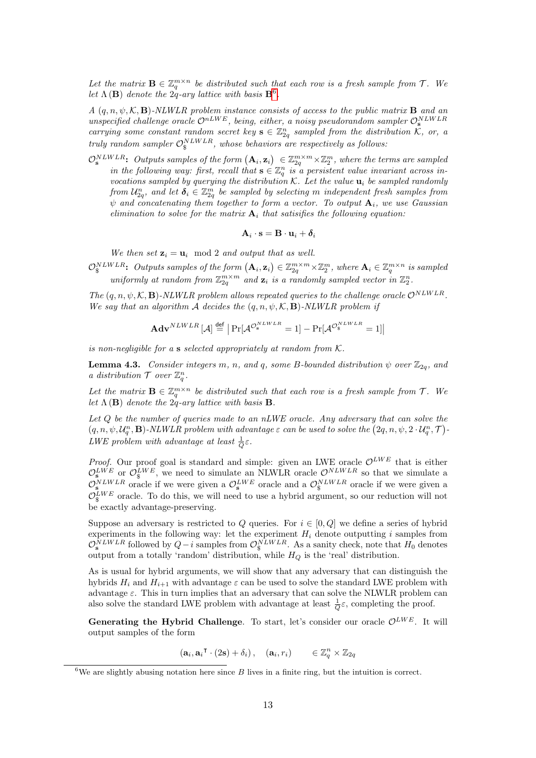*Let the matrix $\mathbf{B} \in \mathbb{Z}_q^{m \times n}$ be distributed such that each row is a fresh sample from $\mathcal{T}$. We let $\Lambda(\mathbf{B})$ denote the $2q$-ary lattice with basis $\mathbf{B}$*[6]*.*

*A $(q, n, \psi, \mathcal{K}, \mathbf{B})$-NLWLR problem instance consists of access to the public matrix $\mathbf{B}$ and an unspecified challenge oracle $\mathcal{O}^{nLWE}$, being, either, a noisy pseudorandom sampler $\mathcal{O}_{\mathbf{s}}^{NLWLR}$ carrying some constant random secret key $\mathbf{s} \in \mathbb{Z}_{2q}^n$ sampled from the distribution $\mathcal{K}$, or, a truly random sampler $\mathcal{O}_{\$}^{NLWLR}$, whose behaviors are respectively as follows:*

**$\mathcal{O}_{\mathbf{s}}^{NLWLR}$:** *Outputs samples of the form $(\mathbf{A}_i, \mathbf{z}_i) \in \mathbb{Z}_{2q}^{m \times m} \times \mathbb{Z}_2^m$, where the terms are sampled in the following way: first, recall that $\mathbf{s} \in \mathbb{Z}_q^n$ is a persistent value invariant across invocations sampled by querying the distribution $\mathcal{K}$. Let the value $\mathbf{u}_i$ be sampled randomly from $\mathcal{U}_{2q}^n$, and let $\boldsymbol{\delta}_i \in \mathbb{Z}_{2q}^m$ be sampled by selecting $m$ independent fresh samples from $\psi$ and concatenating them together to form a vector. To output $\mathbf{A}_i$, we use Gaussian elimination to solve for the matrix $\mathbf{A}_i$ that satisifies the following equation:*

$$\mathbf{A}_i \cdot \mathbf{s} = \mathbf{B} \cdot \mathbf{u}_i + \boldsymbol{\delta}_i$$

*We then set $\mathbf{z}_i = \mathbf{u}_i \mod 2$ and output that as well.*

**$\mathcal{O}_{\$}^{NLWLR}$:** *Outputs samples of the form $(\mathbf{A}_i, \mathbf{z}_i) \in \mathbb{Z}_{2q}^{m \times m} \times \mathbb{Z}_2^m$, where $\mathbf{A}_i \in \mathbb{Z}_q^{m \times n}$ is sampled uniformly at random from $\mathbb{Z}_{2q}^{m \times m}$ and $\mathbf{z}_i$ is a randomly sampled vector in $\mathbb{Z}_2^n$.*

*The $(q, n, \psi, \mathcal{K}, \mathbf{B})$-NLWLR problem allows repeated queries to the challenge oracle $\mathcal{O}^{NLWLR}$. We say that an algorithm $\mathcal{A}$ decides the $(q, n, \psi, \mathcal{K}, \mathbf{B})$-NLWLR problem if*

$$\mathbf{Adv}^{NLWLR}[\mathcal{A}] \stackrel{\mathsf{def}}{=} \left| \Pr[\mathcal{A}^{\mathcal{O}_{\mathbf{s}}^{NLWLR}} = 1] - \Pr[\mathcal{A}^{\mathcal{O}_{\$}^{NLWLR}} = 1] \right|$$

*is non-negligible for a $\mathbf{s}$ selected appropriately at random from $\mathcal{K}$.*

**Lemma 4.3.** *Consider integers $m$, $n$, and $q$, some $B$-bounded distribution $\psi$ over $\mathbb{Z}_{2q}$, and a distribution $\mathcal{T}$ over $\mathbb{Z}_q^n$.*

*Let the matrix $\mathbf{B} \in \mathbb{Z}_q^{m \times n}$ be distributed such that each row is a fresh sample from $\mathcal{T}$. We let $\Lambda(\mathbf{B})$ denote the $2q$-ary lattice with basis $\mathbf{B}$.*

*Let $Q$ be the number of queries made to an nLWE oracle. Any adversary that can solve the $(q, n, \psi, \mathcal{U}_q^n, \mathbf{B})$-NLWLR problem with advantage $\varepsilon$ can be used to solve the $(2q, n, \psi, 2 \cdot \mathcal{U}_q^n, \mathcal{T})$-LWE problem with advantage at least $\frac{1}{Q}\varepsilon$.*

*Proof.* Our proof goal is standard and simple: given an LWE oracle $\mathcal{O}^{LWE}$ that is either $\mathcal{O}_{\mathbf{s}}^{LWE}$ or $\mathcal{O}_{\$}^{LWE}$, we need to simulate an NLWLR oracle $\mathcal{O}^{NLWLR}$ so that we simulate a $\mathcal{O}_{\mathbf{s}}^{NLWLR}$ oracle if we were given a $\mathcal{O}_{\mathbf{s}}^{LWE}$ oracle and a $\mathcal{O}_{\$}^{NLWLR}$ oracle if we were given a $\mathcal{O}_{\$}^{LWE}$ oracle. To do this, we will need to use a hybrid argument, so our reduction will not be exactly advantage-preserving.

Suppose an adversary is restricted to $Q$ queries. For $i \in [0, Q]$ we define a series of hybrid experiments in the following way: let the experiment $H_i$ denote outputting $i$ samples from $\mathcal{O}_{\mathbf{s}}^{NLWLR}$ followed by $Q - i$ samples from $\mathcal{O}_{\$}^{NLWLR}$. As a sanity check, note that $H_0$ denotes output from a totally 'random' distribution, while $H_Q$ is the 'real' distribution.

As is usual for hybrid arguments, we will show that any adversary that can distinguish the hybrids $H_i$ and $H_{i+1}$ with advantage $\varepsilon$ can be used to solve the standard LWE problem with advantage $\varepsilon$. This in turn implies that an adversary that can solve the NLWLR problem can also solve the standard LWE problem with advantage at least $\frac{1}{Q}\varepsilon$, completing the proof.

**Generating the Hybrid Challenge**. To start, let's consider our oracle $\mathcal{O}^{LWE}$. It will output samples of the form

$$(\mathbf{a}_i, \mathbf{a}_i^\intercal \cdot (2\mathbf{s}) + \delta_i), \quad (\mathbf{a}_i, r_i) \qquad \in \mathbb{Z}_q^n \times \mathbb{Z}_{2q}$$

[6] We are slightly abusing notation here since $B$ lives in a finite ring, but the intuition is correct.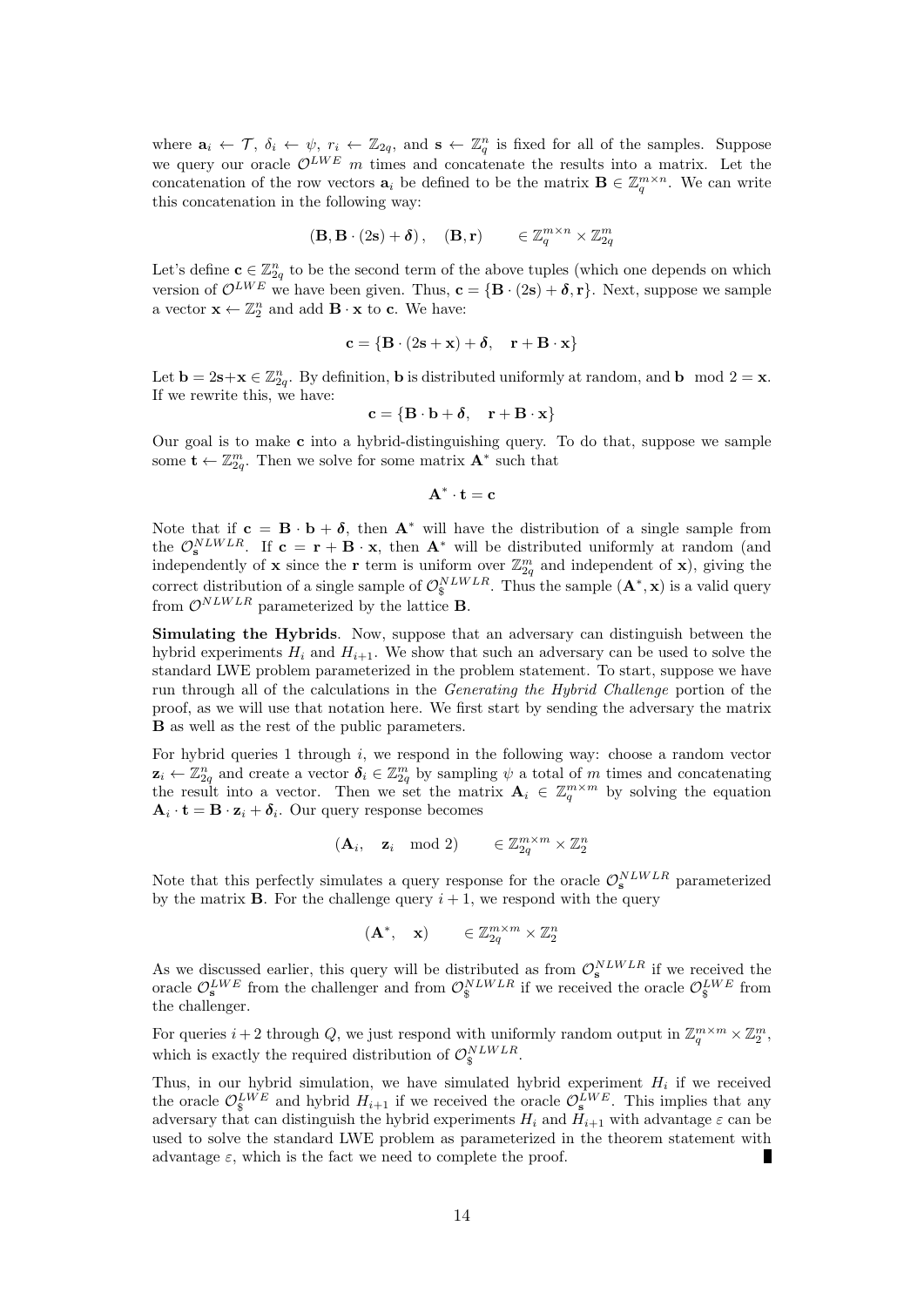where $\mathbf{a}_i \leftarrow \mathcal{T}$, $\delta_i \leftarrow \psi$, $r_i \leftarrow \mathbb{Z}_{2q}$, and $\mathbf{s} \leftarrow \mathbb{Z}_q^n$ is fixed for all of the samples. Suppose we query our oracle $\mathcal{O}^{LWE}$ $m$ times and concatenate the results into a matrix. Let the concatenation of the row vectors $\mathbf{a}_i$ be defined to be the matrix $\mathbf{B} \in \mathbb{Z}_q^{m \times n}$. We can write this concatenation in the following way:

$$(\mathbf{B}, \mathbf{B} \cdot (2\mathbf{s}) + \boldsymbol{\delta}), \quad (\mathbf{B}, \mathbf{r}) \qquad \in \mathbb{Z}_q^{m \times n} \times \mathbb{Z}_{2q}^m$$

Let's define $\mathbf{c} \in \mathbb{Z}_{2q}^n$ to be the second term of the above tuples (which one depends on which version of $\mathcal{O}^{LWE}$ we have been given. Thus, $\mathbf{c} = \{\mathbf{B} \cdot (2\mathbf{s}) + \boldsymbol{\delta}, \mathbf{r}\}$. Next, suppose we sample a vector $\mathbf{x} \leftarrow \mathbb{Z}_2^n$ and add $\mathbf{B} \cdot \mathbf{x}$ to $\mathbf{c}$. We have:

$$\mathbf{c} = \{\mathbf{B} \cdot (2\mathbf{s} + \mathbf{x}) + \boldsymbol{\delta}, \quad \mathbf{r} + \mathbf{B} \cdot \mathbf{x}\}$$

Let $\mathbf{b} = 2\mathbf{s} + \mathbf{x} \in \mathbb{Z}_{2q}^n$. By definition, $\mathbf{b}$ is distributed uniformly at random, and $\mathbf{b} \mod 2 = \mathbf{x}$. If we rewrite this, we have:

$$\mathbf{c} = \{\mathbf{B} \cdot \mathbf{b} + \boldsymbol{\delta}, \quad \mathbf{r} + \mathbf{B} \cdot \mathbf{x}\}$$

Our goal is to make $\mathbf{c}$ into a hybrid-distinguishing query. To do that, suppose we sample some $\mathbf{t} \leftarrow \mathbb{Z}_{2q}^m$. Then we solve for some matrix $\mathbf{A}^*$ such that

$$\mathbf{A}^* \cdot \mathbf{t} = \mathbf{c}$$

Note that if $\mathbf{c} = \mathbf{B} \cdot \mathbf{b} + \boldsymbol{\delta}$, then $\mathbf{A}^*$ will have the distribution of a single sample from the $\mathcal{O}_{\mathbf{s}}^{NLWLR}$. If $\mathbf{c} = \mathbf{r} + \mathbf{B} \cdot \mathbf{x}$, then $\mathbf{A}^*$ will be distributed uniformly at random (and independently of $\mathbf{x}$ since the $\mathbf{r}$ term is uniform over $\mathbb{Z}_{2q}^m$ and independent of $\mathbf{x}$), giving the correct distribution of a single sample of $\mathcal{O}_{\$}^{NLWLR}$. Thus the sample $(\mathbf{A}^*, \mathbf{x})$ is a valid query from $\mathcal{O}^{NLWLR}$ parameterized by the lattice $\mathbf{B}$.

**Simulating the Hybrids**. Now, suppose that an adversary can distinguish between the hybrid experiments $H_i$ and $H_{i+1}$. We show that such an adversary can be used to solve the standard LWE problem parameterized in the problem statement. To start, suppose we have run through all of the calculations in the *Generating the Hybrid Challenge* portion of the proof, as we will use that notation here. We first start by sending the adversary the matrix $\mathbf{B}$ as well as the rest of the public parameters.

For hybrid queries 1 through $i$, we respond in the following way: choose a random vector $\mathbf{z}_i \leftarrow \mathbb{Z}_{2q}^n$ and create a vector $\boldsymbol{\delta}_i \in \mathbb{Z}_{2q}^m$ by sampling $\psi$ a total of $m$ times and concatenating the result into a vector. Then we set the matrix $\mathbf{A}_i \in \mathbb{Z}_q^{m \times m}$ by solving the equation $\mathbf{A}_i \cdot \mathbf{t} = \mathbf{B} \cdot \mathbf{z}_i + \boldsymbol{\delta}_i$. Our query response becomes

$$(\mathbf{A}_i, \quad \mathbf{z}_i \mod 2) \qquad \in \mathbb{Z}_{2q}^{m \times m} \times \mathbb{Z}_2^n$$

Note that this perfectly simulates a query response for the oracle $\mathcal{O}_{\mathbf{s}}^{NLWLR}$ parameterized by the matrix $\mathbf{B}$. For the challenge query $i+1$, we respond with the query

$$(\mathbf{A}^*, \quad \mathbf{x}) \qquad \in \mathbb{Z}_{2q}^{m \times m} \times \mathbb{Z}_2^n$$

As we discussed earlier, this query will be distributed as from $\mathcal{O}_{\mathbf{s}}^{NLWLR}$ if we received the oracle $\mathcal{O}_{\mathbf{s}}^{LWE}$ from the challenger and from $\mathcal{O}_{\$}^{NLWLR}$ if we received the oracle $\mathcal{O}_{\$}^{LWE}$ from the challenger.

For queries $i+2$ through $Q$, we just respond with uniformly random output in $\mathbb{Z}_q^{m \times m} \times \mathbb{Z}_2^m$, which is exactly the required distribution of $\mathcal{O}_{\$}^{NLWLR}$.

Thus, in our hybrid simulation, we have simulated hybrid experiment $H_i$ if we received the oracle $\mathcal{O}_{\$}^{LWE}$ and hybrid $H_{i+1}$ if we received the oracle $\mathcal{O}_{\mathbf{s}}^{LWE}$. This implies that any adversary that can distinguish the hybrid experiments $H_i$ and $H_{i+1}$ with advantage $\varepsilon$ can be used to solve the standard LWE problem as parameterized in the theorem statement with advantage $\varepsilon$, which is the fact we need to complete the proof. ∎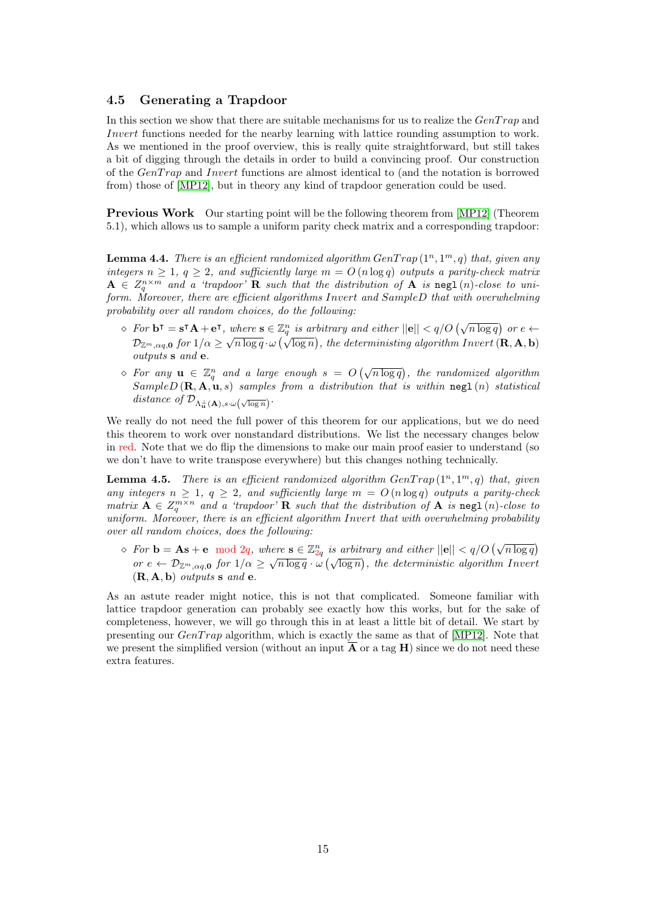### 4.5 Generating a Trapdoor

In this section we show that there are suitable mechanisms for us to realize the *GenTrap* and *Invert* functions needed for the nearby learning with lattice rounding assumption to work. As we mentioned in the proof overview, this is really quite straightforward, but still takes a bit of digging through the details in order to build a convincing proof. Our construction of the *GenTrap* and *Invert* functions are almost identical to (and the notation is borrowed from) those of [MP12], but in theory any kind of trapdoor generation could be used.

**Previous Work** Our starting point will be the following theorem from [MP12] (Theorem 5.1), which allows us to sample a uniform parity check matrix and a corresponding trapdoor:

**Lemma 4.4.** *There is an efficient randomized algorithm $GenTrap\left(1^n, 1^m, q\right)$ that, given any integers $n \geq 1$, $q \geq 2$, and sufficiently large $m = O\left(n \log q\right)$ outputs a parity-check matrix $\mathbf{A} \in Z_q^{n \times m}$ and a 'trapdoor' $\mathbf{R}$ such that the distribution of $\mathbf{A}$ is $\mathtt{negl}\left(n\right)$-close to uniform. Moreover, there are efficient algorithms Invert and SampleD that with overwhelming probability over all random choices, do the following:*

- *For $\mathbf{b}^\intercal = \mathbf{s}^\intercal \mathbf{A} + \mathbf{e}^\intercal$, where $\mathbf{s} \in \mathbb{Z}_q^n$ is arbitrary and either $||\mathbf{e}|| < q/O\left(\sqrt{n \log q}\right)$ or $e \leftarrow \mathcal{D}_{\mathbb{Z}^m, \alpha q, \mathbf{0}}$ for $1/\alpha \geq \sqrt{n \log q} \cdot \omega\left(\sqrt{\log n}\right)$, the deterministing algorithm $Invert\left(\mathbf{R}, \mathbf{A}, \mathbf{b}\right)$ outputs $\mathbf{s}$ and $\mathbf{e}$.*
- *For any $\mathbf{u} \in \mathbb{Z}_q^n$ and a large enough $s = O\left(\sqrt{n \log q}\right)$, the randomized algorithm $SampleD\left(\mathbf{R}, \mathbf{A}, \mathbf{u}, s\right)$ samples from a distribution that is within $\mathtt{negl}\left(n\right)$ statistical distance of $\mathcal{D}_{\Lambda_{\mathbf{u}}^{\perp}(\mathbf{A}), s \cdot \omega\left(\sqrt{\log n}\right)}$.*

We really do not need the full power of this theorem for our applications, but we do need this theorem to work over nonstandard distributions. We list the necessary changes below in red. Note that we do flip the dimensions to make our main proof easier to understand (so we don't have to write transpose everywhere) but this changes nothing technically.

**Lemma 4.5.** *There is an efficient randomized algorithm $GenTrap\left(1^n, 1^m, q\right)$ that, given any integers $n \geq 1$, $q \geq 2$, and sufficiently large $m = O\left(n \log q\right)$ outputs a parity-check matrix $\mathbf{A} \in Z_q^{m \times n}$ and a 'trapdoor' $\mathbf{R}$ such that the distribution of $\mathbf{A}$ is $\mathtt{negl}\left(n\right)$-close to uniform. Moreover, there is an efficient algorithm Invert that with overwhelming probability over all random choices, does the following:*

- *For $\mathbf{b} = \mathbf{A}\mathbf{s} + \mathbf{e} \mod 2q$, where $\mathbf{s} \in \mathbb{Z}_{2q}^n$ is arbitrary and either $||\mathbf{e}|| < q/O\left(\sqrt{n \log q}\right)$ or $e \leftarrow \mathcal{D}_{\mathbb{Z}^m, \alpha q, \mathbf{0}}$ for $1/\alpha \geq \sqrt{n \log q} \cdot \omega\left(\sqrt{\log n}\right)$, the deterministic algorithm Invert $\left(\mathbf{R}, \mathbf{A}, \mathbf{b}\right)$ outputs $\mathbf{s}$ and $\mathbf{e}$.*

As an astute reader might notice, this is not that complicated. Someone familiar with lattice trapdoor generation can probably see exactly how this works, but for the sake of completeness, however, we will go through this in at least a little bit of detail. We start by presenting our *GenTrap* algorithm, which is exactly the same as that of [MP12]. Note that we present the simplified version (without an input $\overline{\mathbf{A}}$ or a tag $\mathbf{H}$) since we do not need these extra features.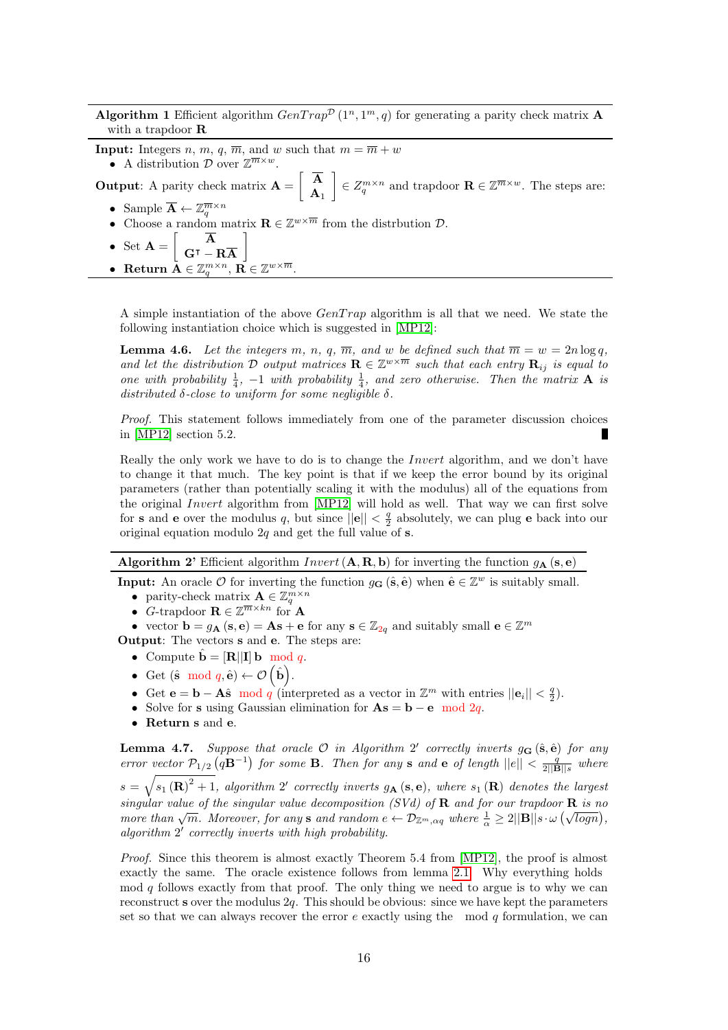**Algorithm 1** Efficient algorithm $GenTrap^{\mathcal{D}}(1^n, 1^m, q)$ for generating a parity check matrix $\mathbf{A}$ with a trapdoor $\mathbf{R}$

**Input:** Integers $n$, $m$, $q$, $\overline{m}$, and $w$ such that $m = \overline{m} + w$

- A distribution $\mathcal{D}$ over $\mathbb{Z}^{\overline{m} \times w}$.

**Output**: A parity check matrix $\mathbf{A} = \left[ \begin{array}{c} \overline{\mathbf{A}} \\ \mathbf{A}_1 \end{array} \right] \in Z_q^{m \times n}$ and trapdoor $\mathbf{R} \in \mathbb{Z}^{\overline{m} \times w}$. The steps are:

- Sample $\overline{\mathbf{A}} \leftarrow \mathbb{Z}_q^{\overline{m} \times n}$
- Choose a random matrix $\mathbf{R} \in \mathbb{Z}^{w \times \overline{m}}$ from the distrbution $\mathcal{D}$.
- Set $\mathbf{A} = \left[ \begin{array}{c} \overline{\mathbf{A}} \\ \mathbf{G}^\intercal - \mathbf{R}\overline{\mathbf{A}} \end{array} \right]$
- **Return** $\mathbf{A} \in \mathbb{Z}_q^{m \times n}$, $\mathbf{R} \in \mathbb{Z}^{w \times \overline{m}}$.

A simple instantiation of the above *GenTrap* algorithm is all that we need. We state the following instantiation choice which is suggested in [MP12]:

**Lemma 4.6.** *Let the integers $m$, $n$, $q$, $\overline{m}$, and $w$ be defined such that $\overline{m} = w = 2n \log q$, and let the distribution $\mathcal{D}$ output matrices $\mathbf{R} \in \mathbb{Z}^{w \times \overline{m}}$ such that each entry $\mathbf{R}_{ij}$ is equal to one with probability $\frac{1}{4}$, $-1$ with probability $\frac{1}{4}$, and zero otherwise. Then the matrix $\mathbf{A}$ is distributed $\delta$-close to uniform for some negligible $\delta$.*

*Proof.* This statement follows immediately from one of the parameter discussion choices in [MP12] section 5.2. ∎

Really the only work we have to do is to change the *Invert* algorithm, and we don't have to change it that much. The key point is that if we keep the error bound by its original parameters (rather than potentially scaling it with the modulus) all of the equations from the original *Invert* algorithm from [MP12] will hold as well. That way we can first solve for $\mathbf{s}$ and $\mathbf{e}$ over the modulus $q$, but since $||\mathbf{e}|| < \frac{q}{2}$ absolutely, we can plug $\mathbf{e}$ back into our original equation modulo $2q$ and get the full value of $\mathbf{s}$.

**Algorithm 2'** Efficient algorithm $Invert\left(\mathbf{A}, \mathbf{R}, \mathbf{b}\right)$ for inverting the function $g_{\mathbf{A}}\left(\mathbf{s}, \mathbf{e}\right)$

**Input:** An oracle $\mathcal{O}$ for inverting the function $g_{\mathbf{G}}\left(\hat{\mathbf{s}}, \hat{\mathbf{e}}\right)$ when $\hat{\mathbf{e}} \in \mathbb{Z}^w$ is suitably small.

- parity-check matrix $\mathbf{A} \in \mathbb{Z}_q^{m \times n}$
- $G$-trapdoor $\mathbf{R} \in \mathbb{Z}^{\overline{m} \times kn}$ for $\mathbf{A}$
- vector $\mathbf{b} = g_{\mathbf{A}}\left(\mathbf{s}, \mathbf{e}\right) = \mathbf{A}\mathbf{s} + \mathbf{e}$ for any $\mathbf{s} \in \mathbb{Z}_{2q}$ and suitably small $\mathbf{e} \in \mathbb{Z}^m$

**Output**: The vectors $\mathbf{s}$ and $\mathbf{e}$. The steps are:

- Compute $\hat{\mathbf{b}} = [\mathbf{R}||\mathbf{I}]\,\mathbf{b} \mod q$.
- Get $(\hat{\mathbf{s}} \mod q, \hat{\mathbf{e}}) \leftarrow \mathcal{O}\left(\hat{\mathbf{b}}\right)$.
- Get $\mathbf{e} = \mathbf{b} - \mathbf{A}\hat{\mathbf{s}} \mod q$ (interpreted as a vector in $\mathbb{Z}^m$ with entries $||\mathbf{e}_i|| < \frac{q}{2}$).
- Solve for $\mathbf{s}$ using Gaussian elimination for $\mathbf{A}\mathbf{s} = \mathbf{b} - \mathbf{e} \mod 2q$.
- **Return** $\mathbf{s}$ and $\mathbf{e}$.

**Lemma 4.7.** *Suppose that oracle $\mathcal{O}$ in Algorithm 2′ correctly inverts $g_{\mathbf{G}}\left(\hat{\mathbf{s}}, \hat{\mathbf{e}}\right)$ for any error vector $\mathcal{P}_{1/2}\left(q\mathbf{B}^{-1}\right)$ for some $\mathbf{B}$. Then for any $\mathbf{s}$ and $\mathbf{e}$ of length $||e|| < \frac{q}{2||\mathbf{B}||s}$ where $s = \sqrt{s_1\left(\mathbf{R}\right)^2 + 1}$, algorithm 2′ correctly inverts $g_{\mathbf{A}}\left(\mathbf{s}, \mathbf{e}\right)$, where $s_1\left(\mathbf{R}\right)$ denotes the largest singular value of the singular value decomposition (SVd) of $\mathbf{R}$ and for our trapdoor $\mathbf{R}$ is no more than $\sqrt{m}$. Moreover, for any $\mathbf{s}$ and random $e \leftarrow \mathcal{D}_{\mathbb{Z}^m, \alpha q}$ where $\frac{1}{\alpha} \geq 2||\mathbf{B}||s \cdot \omega\left(\sqrt{logn}\right)$, algorithm 2′ correctly inverts with high probability.*

*Proof.* Since this theorem is almost exactly Theorem 5.4 from [MP12], the proof is almost exactly the same. The oracle existence follows from lemma 2.1. Why everything holds mod $q$ follows exactly from that proof. The only thing we need to argue is to why we can reconstruct $\mathbf{s}$ over the modulus $2q$. This should be obvious: since we have kept the parameters set so that we can always recover the error $e$ exactly using the mod $q$ formulation, we can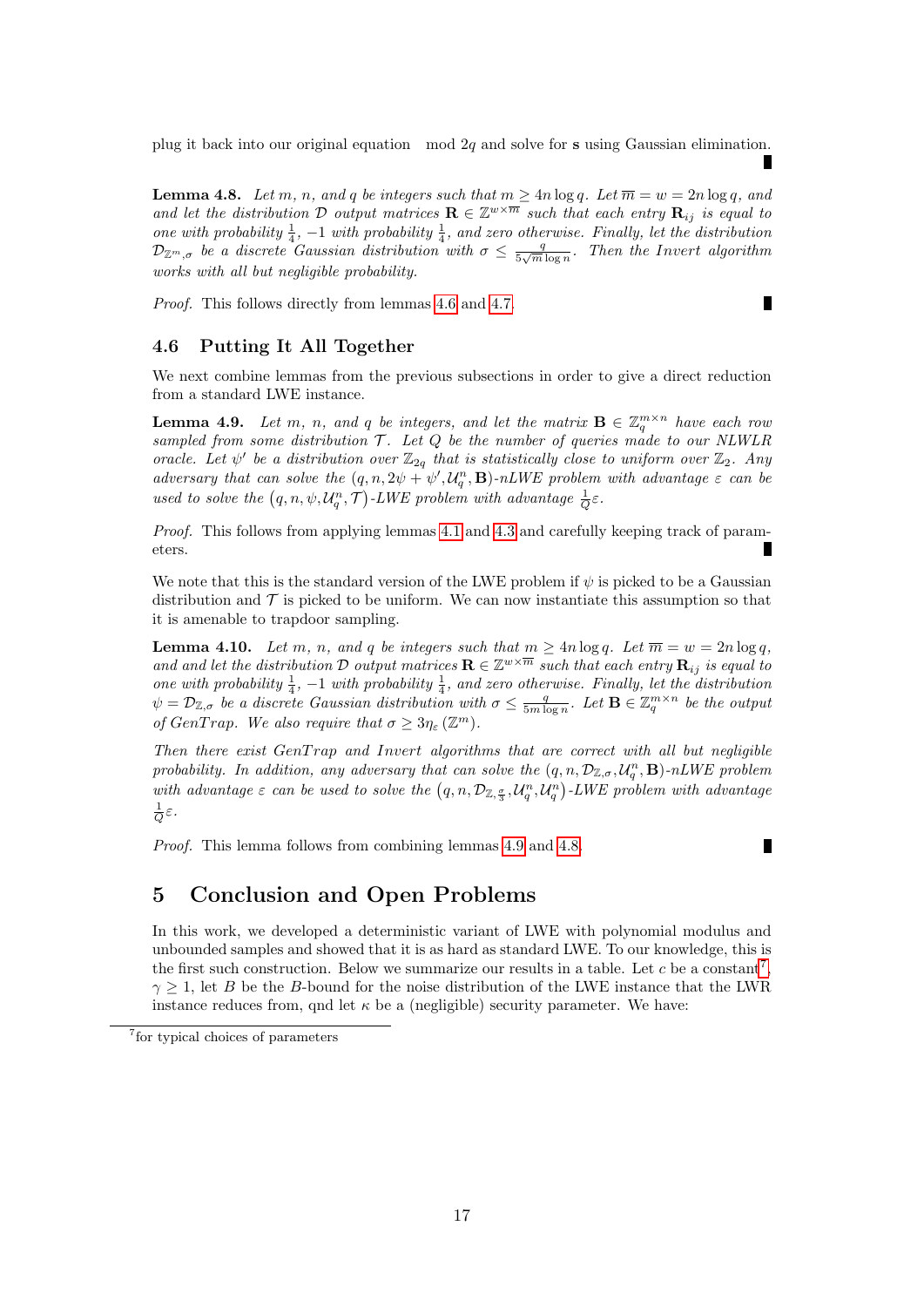plug it back into our original equation  mod $2q$ and solve for $\mathbf{s}$ using Gaussian elimination. ∎

**Lemma 4.8.** *Let $m$, $n$, and $q$ be integers such that $m \geq 4n \log q$. Let $\overline{m} = w = 2n \log q$, and and let the distribution $\mathcal{D}$ output matrices $\mathbf{R} \in \mathbb{Z}^{w \times \overline{m}}$ such that each entry $\mathbf{R}_{ij}$ is equal to one with probability $\frac{1}{4}$, $-1$ with probability $\frac{1}{4}$, and zero otherwise. Finally, let the distribution $\mathcal{D}_{\mathbb{Z}^m,\sigma}$ be a discrete Gaussian distribution with $\sigma \leq \frac{q}{5\sqrt{m}\log n}$. Then the Invert algorithm works with all but negligible probability.*

*Proof.* This follows directly from lemmas 4.6 and 4.7. ∎

### 4.6 Putting It All Together

We next combine lemmas from the previous subsections in order to give a direct reduction from a standard LWE instance.

**Lemma 4.9.** *Let $m$, $n$, and $q$ be integers, and let the matrix $\mathbf{B} \in \mathbb{Z}_q^{m \times n}$ have each row sampled from some distribution $\mathcal{T}$. Let $Q$ be the number of queries made to our NLWLR oracle. Let $\psi'$ be a distribution over $\mathbb{Z}_{2q}$ that is statistically close to uniform over $\mathbb{Z}_2$. Any adversary that can solve the $(q, n, 2\psi + \psi', \mathcal{U}_q^n, \mathbf{B})$-nLWE problem with advantage $\varepsilon$ can be used to solve the $\left(q, n, \psi, \mathcal{U}_q^n, \mathcal{T}\right)$-LWE problem with advantage $\frac{1}{Q}\varepsilon$.*

*Proof.* This follows from applying lemmas 4.1 and 4.3 and carefully keeping track of parameters. ∎

We note that this is the standard version of the LWE problem if $\psi$ is picked to be a Gaussian distribution and $\mathcal{T}$ is picked to be uniform. We can now instantiate this assumption so that it is amenable to trapdoor sampling.

**Lemma 4.10.** *Let $m$, $n$, and $q$ be integers such that $m \geq 4n \log q$. Let $\overline{m} = w = 2n \log q$, and and let the distribution $\mathcal{D}$ output matrices $\mathbf{R} \in \mathbb{Z}^{w \times \overline{m}}$ such that each entry $\mathbf{R}_{ij}$ is equal to one with probability $\frac{1}{4}$, $-1$ with probability $\frac{1}{4}$, and zero otherwise. Finally, let the distribution $\psi = \mathcal{D}_{\mathbb{Z},\sigma}$ be a discrete Gaussian distribution with $\sigma \leq \frac{q}{5m\log n}$. Let $\mathbf{B} \in \mathbb{Z}_q^{m \times n}$ be the output of GenTrap. We also require that $\sigma \geq 3\eta_\varepsilon\left(\mathbb{Z}^m\right)$.*

*Then there exist GenTrap and Invert algorithms that are correct with all but negligible probability. In addition, any adversary that can solve the $(q, n, \mathcal{D}_{\mathbb{Z},\sigma}, \mathcal{U}_q^n, \mathbf{B})$-nLWE problem with advantage $\varepsilon$ can be used to solve the $\left(q, n, \mathcal{D}_{\mathbb{Z},\frac{\sigma}{3}}, \mathcal{U}_q^n, \mathcal{U}_q^n\right)$-LWE problem with advantage $\frac{1}{Q}\varepsilon$.*

*Proof.* This lemma follows from combining lemmas 4.9 and 4.8. ∎

## 5 Conclusion and Open Problems

In this work, we developed a deterministic variant of LWE with polynomial modulus and unbounded samples and showed that it is as hard as standard LWE. To our knowledge, this is the first such construction. Below we summarize our results in a table. Let $c$ be a constant[7], $\gamma \geq 1$, let $B$ be the $B$-bound for the noise distribution of the LWE instance that the LWR instance reduces from, qnd let $\kappa$ be a (negligible) security parameter. We have:

[7] for typical choices of parameters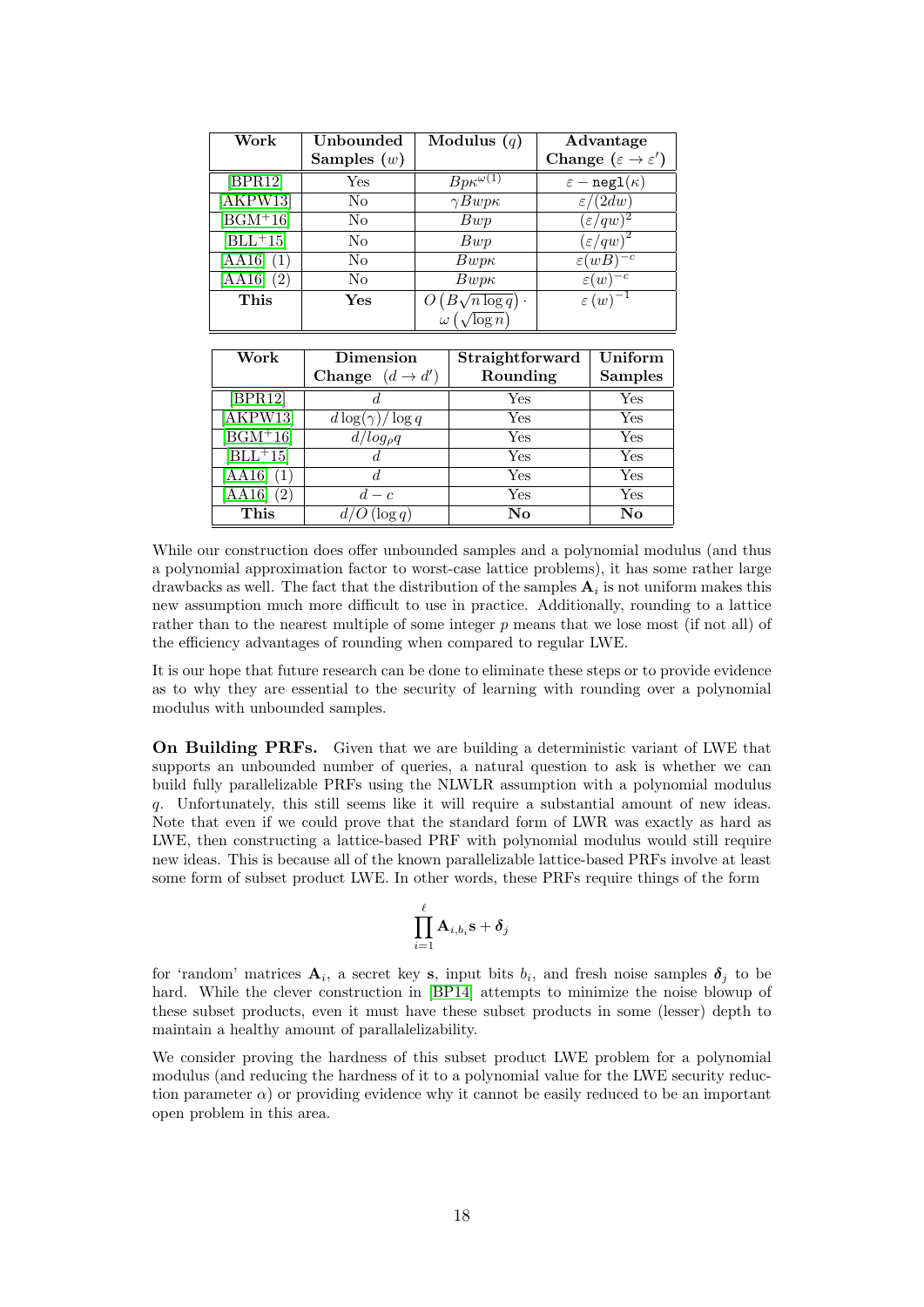| Work | Unbounded Samples ($w$) | Modulus ($q$) | Advantage Change ($\varepsilon \to \varepsilon'$) |
|---|---|---|---|
| [BPR12] | Yes | $Bp\kappa^{\omega(1)}$ | $\varepsilon - \texttt{negl}(\kappa)$ |
| [AKPW13] | No | $\gamma Bwp\kappa$ | $\varepsilon/(2dw)$ |
| [BGM+16] | No | $Bwp$ | $(\varepsilon/qw)^2$ |
| [BLL+15] | No | $Bwp$ | $(\varepsilon/qw)^2$ |
| [AA16] (1) | No | $Bwp\kappa$ | $\varepsilon(wB)^{-c}$ |
| [AA16] (2) | No | $Bwp\kappa$ | $\varepsilon(w)^{-c}$ |
| **This** | **Yes** | $O\left(B\sqrt{n\log q}\right) \cdot \omega\left(\sqrt{\log n}\right)$ | $\varepsilon\,(w)^{-1}$ |

| Work | Dimension Change ($d \to d'$) | Straightforward Rounding | Uniform Samples |
|---|---|---|---|
| [BPR12] | $d$ | Yes | Yes |
| [AKPW13] | $d\log(\gamma)/\log q$ | Yes | Yes |
| [BGM+16] | $d/log_\rho q$ | Yes | Yes |
| [BLL+15] | $d$ | Yes | Yes |
| [AA16] (1) | $d$ | Yes | Yes |
| [AA16] (2) | $d - c$ | Yes | Yes |
| **This** | $d/O(\log q)$ | **No** | **No** |

While our construction does offer unbounded samples and a polynomial modulus (and thus a polynomial approximation factor to worst-case lattice problems), it has some rather large drawbacks as well. The fact that the distribution of the samples $\mathbf{A}_i$ is not uniform makes this new assumption much more difficult to use in practice. Additionally, rounding to a lattice rather than to the nearest multiple of some integer $p$ means that we lose most (if not all) of the efficiency advantages of rounding when compared to regular LWE.

It is our hope that future research can be done to eliminate these steps or to provide evidence as to why they are essential to the security of learning with rounding over a polynomial modulus with unbounded samples.

**On Building PRFs.** Given that we are building a deterministic variant of LWE that supports an unbounded number of queries, a natural question to ask is whether we can build fully parallelizable PRFs using the NLWLR assumption with a polynomial modulus $q$. Unfortunately, this still seems like it will require a substantial amount of new ideas. Note that even if we could prove that the standard form of LWR was exactly as hard as LWE, then constructing a lattice-based PRF with polynomial modulus would still require new ideas. This is because all of the known parallelizable lattice-based PRFs involve at least some form of subset product LWE. In other words, these PRFs require things of the form

$$\prod_{i=1}^{\ell} \mathbf{A}_{i,b_i}\mathbf{s} + \boldsymbol{\delta}_j$$

for 'random' matrices $\mathbf{A}_i$, a secret key $\mathbf{s}$, input bits $b_i$, and fresh noise samples $\boldsymbol{\delta}_j$ to be hard. While the clever construction in [BP14] attempts to minimize the noise blowup of these subset products, even it must have these subset products in some (lesser) depth to maintain a healthy amount of parallalelizability.

We consider proving the hardness of this subset product LWE problem for a polynomial modulus (and reducing the hardness of it to a polynomial value for the LWE security reduction parameter $\alpha$) or providing evidence why it cannot be easily reduced to be an important open problem in this area.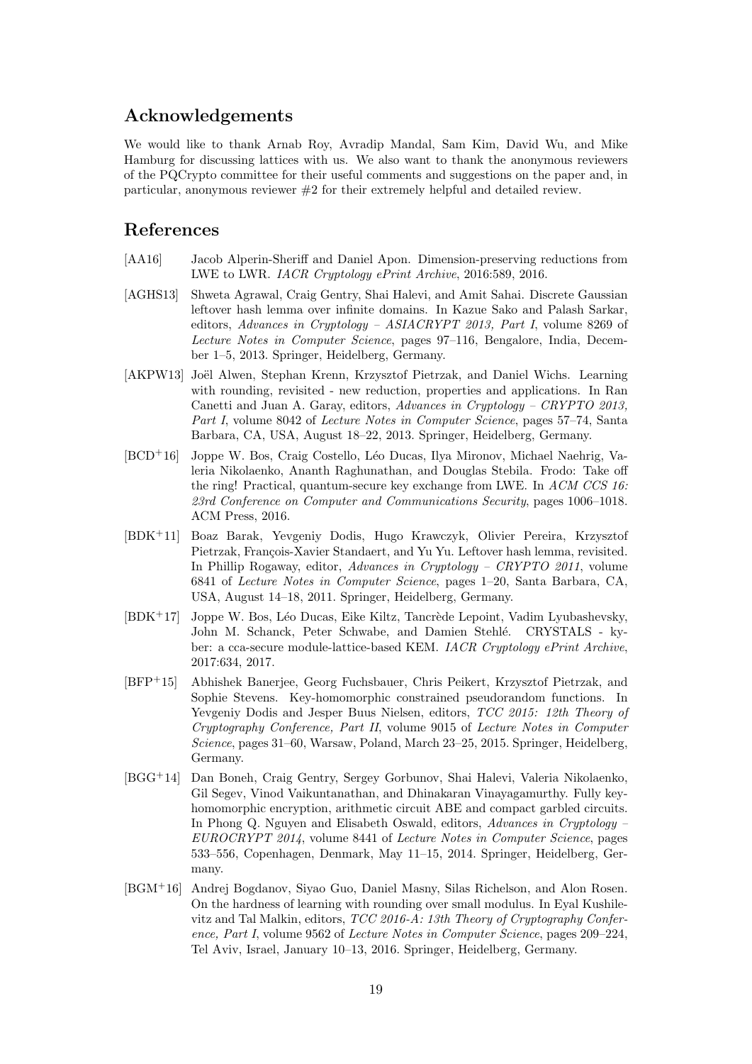## Acknowledgements

We would like to thank Arnab Roy, Avradip Mandal, Sam Kim, David Wu, and Mike Hamburg for discussing lattices with us. We also want to thank the anonymous reviewers of the PQCrypto committee for their useful comments and suggestions on the paper and, in particular, anonymous reviewer #2 for their extremely helpful and detailed review.

## References

[AA16] Jacob Alperin-Sheriff and Daniel Apon. Dimension-preserving reductions from LWE to LWR. *IACR Cryptology ePrint Archive*, 2016:589, 2016.

[AGHS13] Shweta Agrawal, Craig Gentry, Shai Halevi, and Amit Sahai. Discrete Gaussian leftover hash lemma over infinite domains. In Kazue Sako and Palash Sarkar, editors, *Advances in Cryptology – ASIACRYPT 2013, Part I*, volume 8269 of *Lecture Notes in Computer Science*, pages 97–116, Bengalore, India, December 1–5, 2013. Springer, Heidelberg, Germany.

[AKPW13] Joël Alwen, Stephan Krenn, Krzysztof Pietrzak, and Daniel Wichs. Learning with rounding, revisited - new reduction, properties and applications. In Ran Canetti and Juan A. Garay, editors, *Advances in Cryptology – CRYPTO 2013, Part I*, volume 8042 of *Lecture Notes in Computer Science*, pages 57–74, Santa Barbara, CA, USA, August 18–22, 2013. Springer, Heidelberg, Germany.

[BCD+16] Joppe W. Bos, Craig Costello, Léo Ducas, Ilya Mironov, Michael Naehrig, Valeria Nikolaenko, Ananth Raghunathan, and Douglas Stebila. Frodo: Take off the ring! Practical, quantum-secure key exchange from LWE. In *ACM CCS 16: 23rd Conference on Computer and Communications Security*, pages 1006–1018. ACM Press, 2016.

[BDK+11] Boaz Barak, Yevgeniy Dodis, Hugo Krawczyk, Olivier Pereira, Krzysztof Pietrzak, François-Xavier Standaert, and Yu Yu. Leftover hash lemma, revisited. In Phillip Rogaway, editor, *Advances in Cryptology – CRYPTO 2011*, volume 6841 of *Lecture Notes in Computer Science*, pages 1–20, Santa Barbara, CA, USA, August 14–18, 2011. Springer, Heidelberg, Germany.

[BDK+17] Joppe W. Bos, Léo Ducas, Eike Kiltz, Tancrède Lepoint, Vadim Lyubashevsky, John M. Schanck, Peter Schwabe, and Damien Stehlé. CRYSTALS - kyber: a cca-secure module-lattice-based KEM. *IACR Cryptology ePrint Archive*, 2017:634, 2017.

[BFP+15] Abhishek Banerjee, Georg Fuchsbauer, Chris Peikert, Krzysztof Pietrzak, and Sophie Stevens. Key-homomorphic constrained pseudorandom functions. In Yevgeniy Dodis and Jesper Buus Nielsen, editors, *TCC 2015: 12th Theory of Cryptography Conference, Part II*, volume 9015 of *Lecture Notes in Computer Science*, pages 31–60, Warsaw, Poland, March 23–25, 2015. Springer, Heidelberg, Germany.

[BGG+14] Dan Boneh, Craig Gentry, Sergey Gorbunov, Shai Halevi, Valeria Nikolaenko, Gil Segev, Vinod Vaikuntanathan, and Dhinakaran Vinayagamurthy. Fully key-homomorphic encryption, arithmetic circuit ABE and compact garbled circuits. In Phong Q. Nguyen and Elisabeth Oswald, editors, *Advances in Cryptology – EUROCRYPT 2014*, volume 8441 of *Lecture Notes in Computer Science*, pages 533–556, Copenhagen, Denmark, May 11–15, 2014. Springer, Heidelberg, Germany.

[BGM+16] Andrej Bogdanov, Siyao Guo, Daniel Masny, Silas Richelson, and Alon Rosen. On the hardness of learning with rounding over small modulus. In Eyal Kushilevitz and Tal Malkin, editors, *TCC 2016-A: 13th Theory of Cryptography Conference, Part I*, volume 9562 of *Lecture Notes in Computer Science*, pages 209–224, Tel Aviv, Israel, January 10–13, 2016. Springer, Heidelberg, Germany.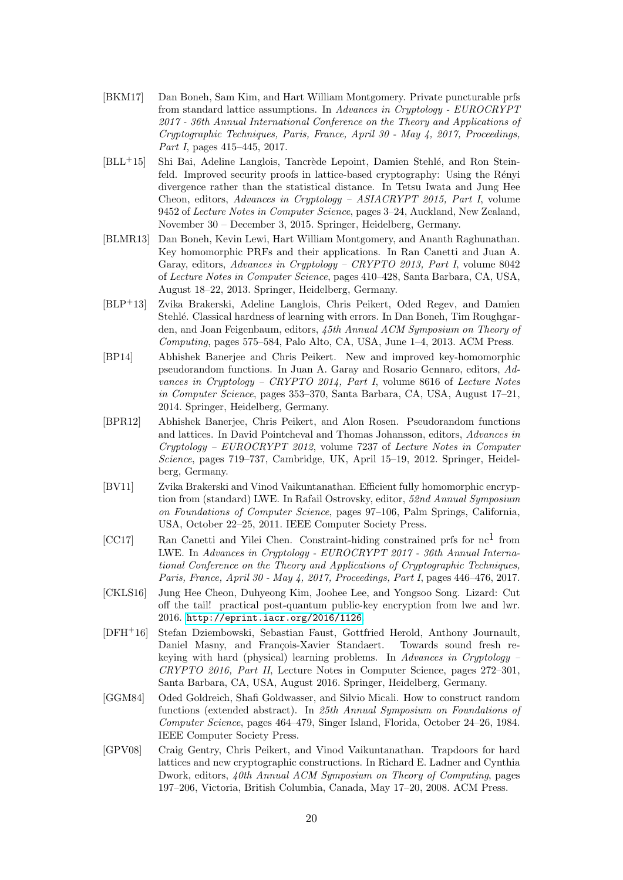[BKM17] Dan Boneh, Sam Kim, and Hart William Montgomery. Private puncturable prfs from standard lattice assumptions. In *Advances in Cryptology - EUROCRYPT 2017 - 36th Annual International Conference on the Theory and Applications of Cryptographic Techniques, Paris, France, April 30 - May 4, 2017, Proceedings, Part I*, pages 415–445, 2017.

[BLL+15] Shi Bai, Adeline Langlois, Tancrède Lepoint, Damien Stehlé, and Ron Steinfeld. Improved security proofs in lattice-based cryptography: Using the Rényi divergence rather than the statistical distance. In Tetsu Iwata and Jung Hee Cheon, editors, *Advances in Cryptology – ASIACRYPT 2015, Part I*, volume 9452 of *Lecture Notes in Computer Science*, pages 3–24, Auckland, New Zealand, November 30 – December 3, 2015. Springer, Heidelberg, Germany.

[BLMR13] Dan Boneh, Kevin Lewi, Hart William Montgomery, and Ananth Raghunathan. Key homomorphic PRFs and their applications. In Ran Canetti and Juan A. Garay, editors, *Advances in Cryptology – CRYPTO 2013, Part I*, volume 8042 of *Lecture Notes in Computer Science*, pages 410–428, Santa Barbara, CA, USA, August 18–22, 2013. Springer, Heidelberg, Germany.

[BLP+13] Zvika Brakerski, Adeline Langlois, Chris Peikert, Oded Regev, and Damien Stehlé. Classical hardness of learning with errors. In Dan Boneh, Tim Roughgarden, and Joan Feigenbaum, editors, *45th Annual ACM Symposium on Theory of Computing*, pages 575–584, Palo Alto, CA, USA, June 1–4, 2013. ACM Press.

[BP14] Abhishek Banerjee and Chris Peikert. New and improved key-homomorphic pseudorandom functions. In Juan A. Garay and Rosario Gennaro, editors, *Advances in Cryptology – CRYPTO 2014, Part I*, volume 8616 of *Lecture Notes in Computer Science*, pages 353–370, Santa Barbara, CA, USA, August 17–21, 2014. Springer, Heidelberg, Germany.

[BPR12] Abhishek Banerjee, Chris Peikert, and Alon Rosen. Pseudorandom functions and lattices. In David Pointcheval and Thomas Johansson, editors, *Advances in Cryptology – EUROCRYPT 2012*, volume 7237 of *Lecture Notes in Computer Science*, pages 719–737, Cambridge, UK, April 15–19, 2012. Springer, Heidelberg, Germany.

[BV11] Zvika Brakerski and Vinod Vaikuntanathan. Efficient fully homomorphic encryption from (standard) LWE. In Rafail Ostrovsky, editor, *52nd Annual Symposium on Foundations of Computer Science*, pages 97–106, Palm Springs, California, USA, October 22–25, 2011. IEEE Computer Society Press.

[CC17] Ran Canetti and Yilei Chen. Constraint-hiding constrained prfs for $\mathrm{nc}^1$ from LWE. In *Advances in Cryptology - EUROCRYPT 2017 - 36th Annual International Conference on the Theory and Applications of Cryptographic Techniques, Paris, France, April 30 - May 4, 2017, Proceedings, Part I*, pages 446–476, 2017.

[CKLS16] Jung Hee Cheon, Duhyeong Kim, Joohee Lee, and Yongsoo Song. Lizard: Cut off the tail! practical post-quantum public-key encryption from lwe and lwr. 2016. http://eprint.iacr.org/2016/1126.

[DFH+16] Stefan Dziembowski, Sebastian Faust, Gottfried Herold, Anthony Journault, Daniel Masny, and François-Xavier Standaert. Towards sound fresh rekeying with hard (physical) learning problems. In *Advances in Cryptology – CRYPTO 2016, Part II*, Lecture Notes in Computer Science, pages 272–301, Santa Barbara, CA, USA, August 2016. Springer, Heidelberg, Germany.

[GGM84] Oded Goldreich, Shafi Goldwasser, and Silvio Micali. How to construct random functions (extended abstract). In *25th Annual Symposium on Foundations of Computer Science*, pages 464–479, Singer Island, Florida, October 24–26, 1984. IEEE Computer Society Press.

[GPV08] Craig Gentry, Chris Peikert, and Vinod Vaikuntanathan. Trapdoors for hard lattices and new cryptographic constructions. In Richard E. Ladner and Cynthia Dwork, editors, *40th Annual ACM Symposium on Theory of Computing*, pages 197–206, Victoria, British Columbia, Canada, May 17–20, 2008. ACM Press.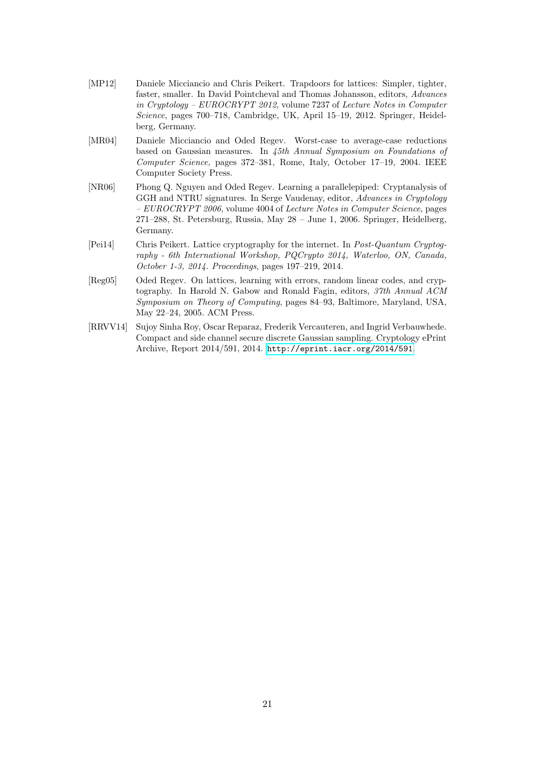[MP12] Daniele Micciancio and Chris Peikert. Trapdoors for lattices: Simpler, tighter, faster, smaller. In David Pointcheval and Thomas Johansson, editors, *Advances in Cryptology – EUROCRYPT 2012*, volume 7237 of *Lecture Notes in Computer Science*, pages 700–718, Cambridge, UK, April 15–19, 2012. Springer, Heidelberg, Germany.

[MR04] Daniele Micciancio and Oded Regev. Worst-case to average-case reductions based on Gaussian measures. In *45th Annual Symposium on Foundations of Computer Science*, pages 372–381, Rome, Italy, October 17–19, 2004. IEEE Computer Society Press.

[NR06] Phong Q. Nguyen and Oded Regev. Learning a parallelepiped: Cryptanalysis of GGH and NTRU signatures. In Serge Vaudenay, editor, *Advances in Cryptology – EUROCRYPT 2006*, volume 4004 of *Lecture Notes in Computer Science*, pages 271–288, St. Petersburg, Russia, May 28 – June 1, 2006. Springer, Heidelberg, Germany.

[Pei14] Chris Peikert. Lattice cryptography for the internet. In *Post-Quantum Cryptography - 6th International Workshop, PQCrypto 2014, Waterloo, ON, Canada, October 1-3, 2014. Proceedings*, pages 197–219, 2014.

[Reg05] Oded Regev. On lattices, learning with errors, random linear codes, and cryptography. In Harold N. Gabow and Ronald Fagin, editors, *37th Annual ACM Symposium on Theory of Computing*, pages 84–93, Baltimore, Maryland, USA, May 22–24, 2005. ACM Press.

[RRVV14] Sujoy Sinha Roy, Oscar Reparaz, Frederik Vercauteren, and Ingrid Verbauwhede. Compact and side channel secure discrete Gaussian sampling. Cryptology ePrint Archive, Report 2014/591, 2014. http://eprint.iacr.org/2014/591.